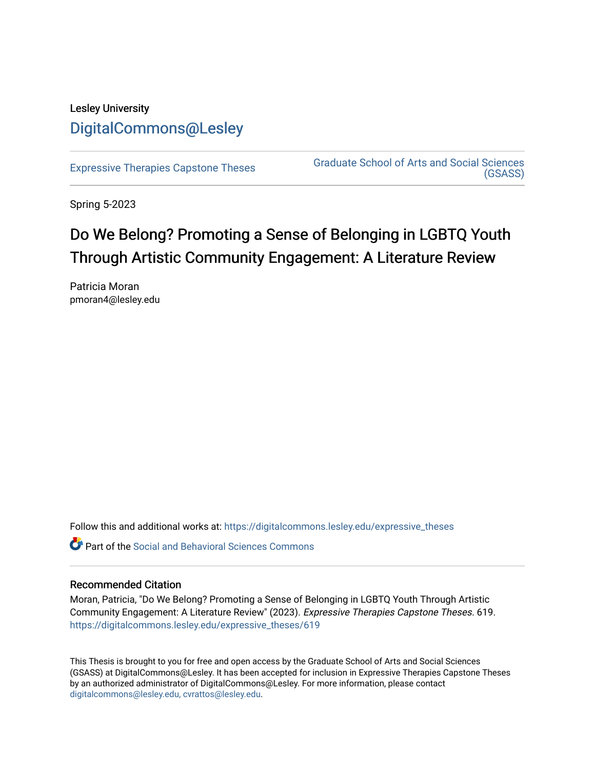Lesley University

DigitalCommons@Lesley

Expressive Therapies Capstone Theses

Graduate School of Arts and Social Sciences (GSASS)

Spring 5-2023

# Do We Belong? Promoting a Sense of Belonging in LGBTQ Youth Through Artistic Community Engagement: A Literature Review

Patricia Moran
pmoran4@lesley.edu

Follow this and additional works at: https://digitalcommons.lesley.edu/expressive_theses

Part of the Social and Behavioral Sciences Commons

## Recommended Citation

Moran, Patricia, "Do We Belong? Promoting a Sense of Belonging in LGBTQ Youth Through Artistic Community Engagement: A Literature Review" (2023). *Expressive Therapies Capstone Theses*. 619.
https://digitalcommons.lesley.edu/expressive_theses/619

This Thesis is brought to you for free and open access by the Graduate School of Arts and Social Sciences (GSASS) at DigitalCommons@Lesley. It has been accepted for inclusion in Expressive Therapies Capstone Theses by an authorized administrator of DigitalCommons@Lesley. For more information, please contact digitalcommons@lesley.edu, cvrattos@lesley.edu.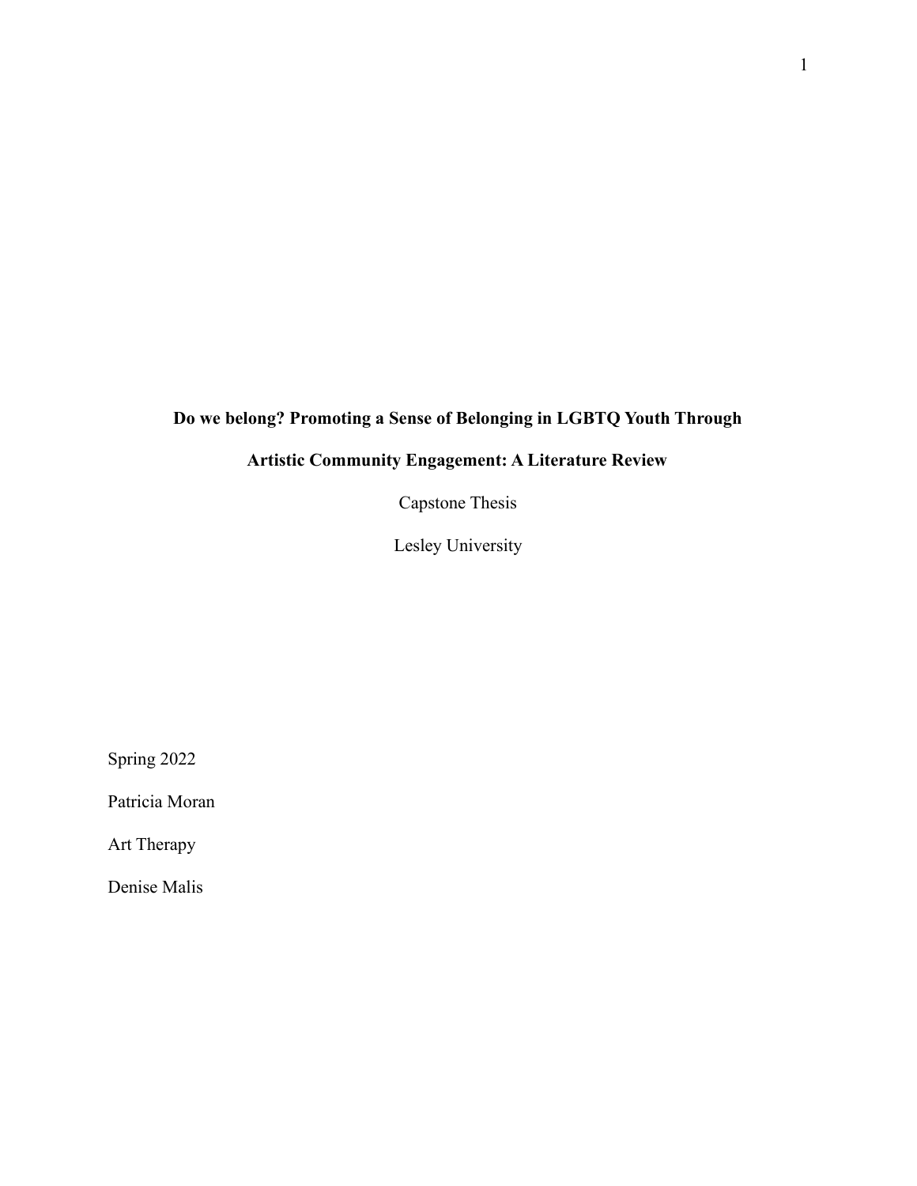**Do we belong? Promoting a Sense of Belonging in LGBTQ Youth Through Artistic Community Engagement: A Literature Review**

Capstone Thesis

Lesley University

Spring 2022

Patricia Moran

Art Therapy

Denise Malis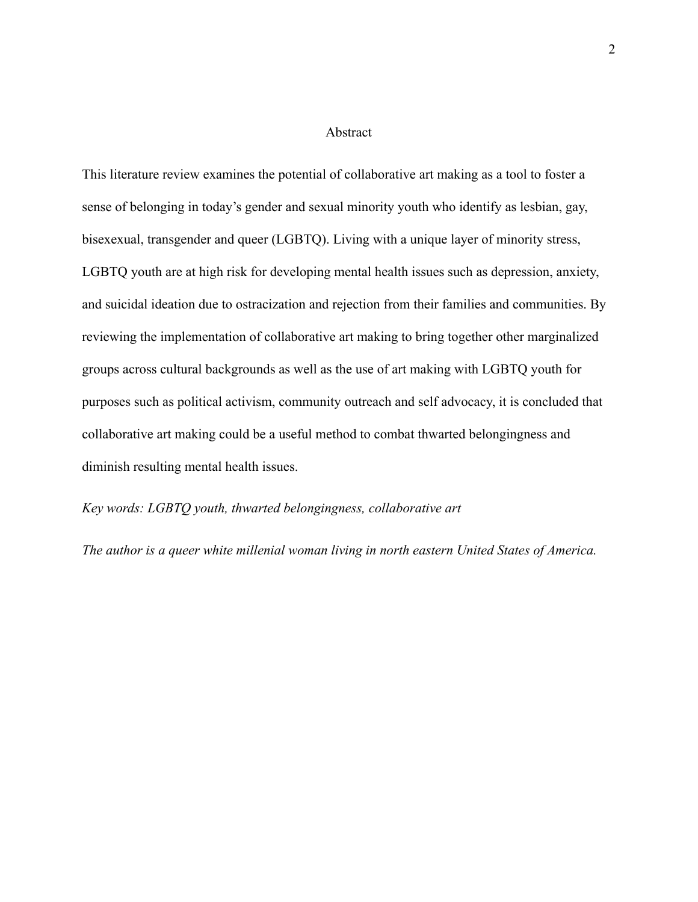# Abstract

This literature review examines the potential of collaborative art making as a tool to foster a sense of belonging in today's gender and sexual minority youth who identify as lesbian, gay, bisexexual, transgender and queer (LGBTQ). Living with a unique layer of minority stress, LGBTQ youth are at high risk for developing mental health issues such as depression, anxiety, and suicidal ideation due to ostracization and rejection from their families and communities. By reviewing the implementation of collaborative art making to bring together other marginalized groups across cultural backgrounds as well as the use of art making with LGBTQ youth for purposes such as political activism, community outreach and self advocacy, it is concluded that collaborative art making could be a useful method to combat thwarted belongingness and diminish resulting mental health issues.

*Key words: LGBTQ youth, thwarted belongingness, collaborative art*

*The author is a queer white millenial woman living in north eastern United States of America.*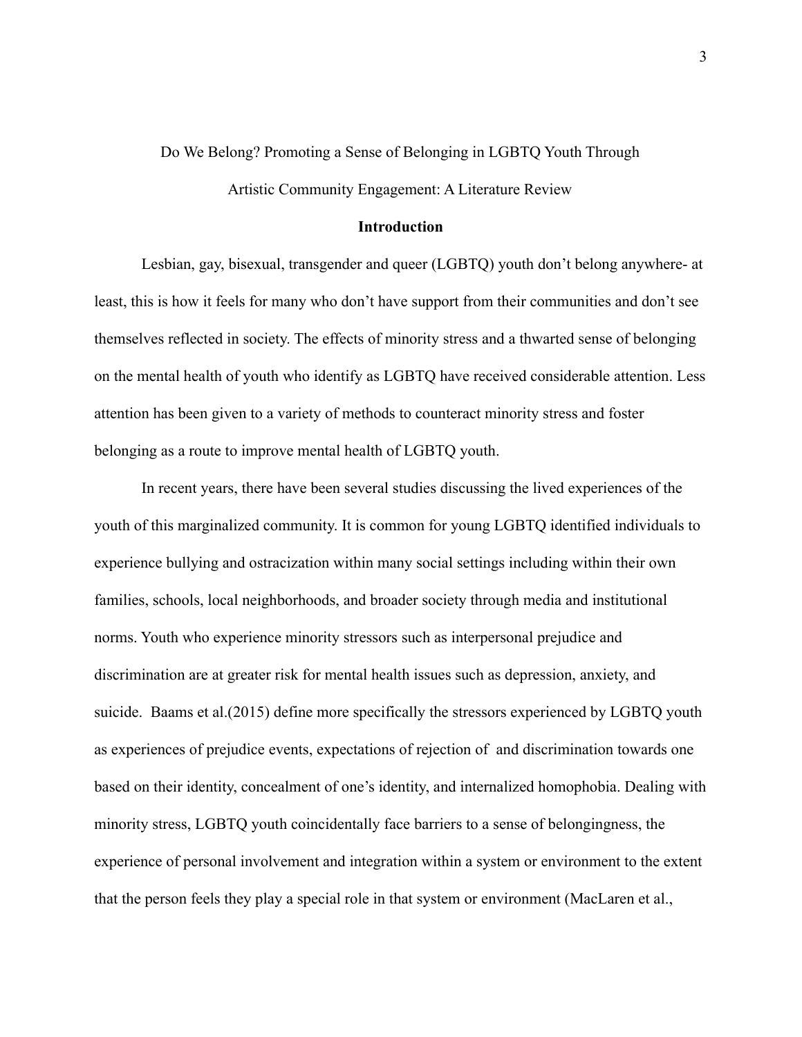Do We Belong? Promoting a Sense of Belonging in LGBTQ Youth Through Artistic Community Engagement: A Literature Review

## Introduction

Lesbian, gay, bisexual, transgender and queer (LGBTQ) youth don't belong anywhere- at least, this is how it feels for many who don't have support from their communities and don't see themselves reflected in society. The effects of minority stress and a thwarted sense of belonging on the mental health of youth who identify as LGBTQ have received considerable attention. Less attention has been given to a variety of methods to counteract minority stress and foster belonging as a route to improve mental health of LGBTQ youth.

In recent years, there have been several studies discussing the lived experiences of the youth of this marginalized community. It is common for young LGBTQ identified individuals to experience bullying and ostracization within many social settings including within their own families, schools, local neighborhoods, and broader society through media and institutional norms. Youth who experience minority stressors such as interpersonal prejudice and discrimination are at greater risk for mental health issues such as depression, anxiety, and suicide. Baams et al.(2015) define more specifically the stressors experienced by LGBTQ youth as experiences of prejudice events, expectations of rejection of and discrimination towards one based on their identity, concealment of one's identity, and internalized homophobia. Dealing with minority stress, LGBTQ youth coincidentally face barriers to a sense of belongingness, the experience of personal involvement and integration within a system or environment to the extent that the person feels they play a special role in that system or environment (MacLaren et al.,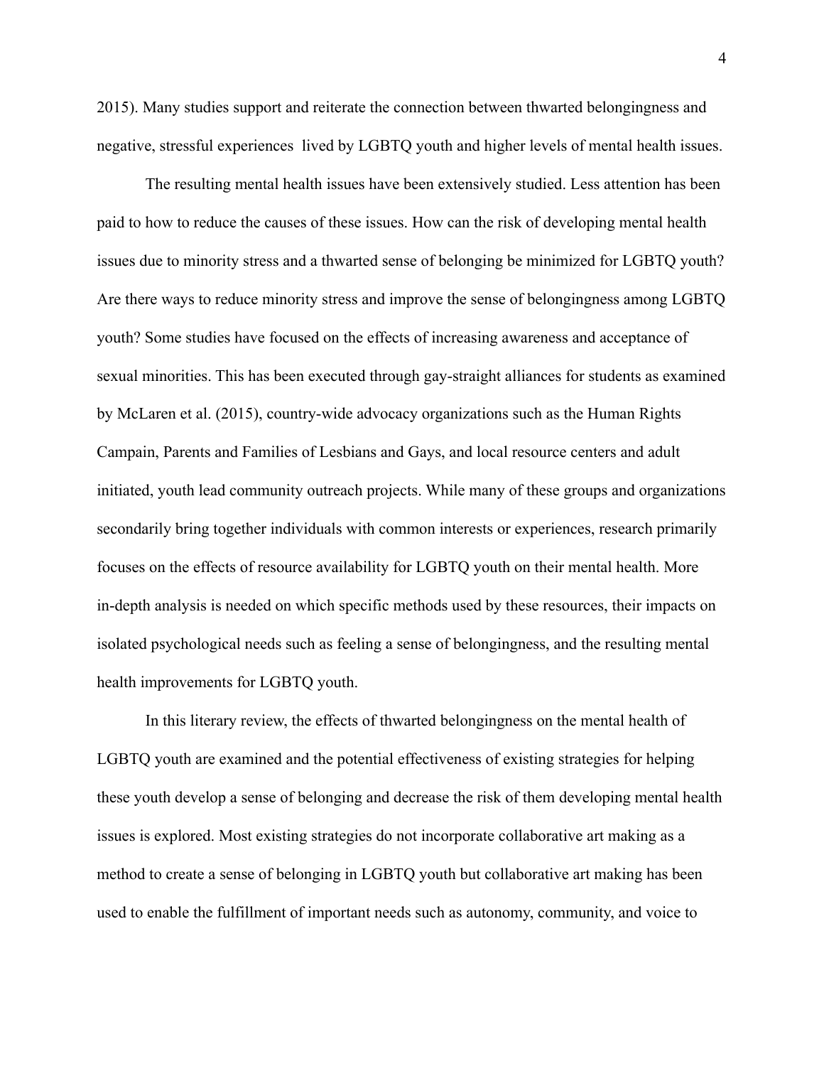2015). Many studies support and reiterate the connection between thwarted belongingness and negative, stressful experiences  lived by LGBTQ youth and higher levels of mental health issues.

The resulting mental health issues have been extensively studied. Less attention has been paid to how to reduce the causes of these issues. How can the risk of developing mental health issues due to minority stress and a thwarted sense of belonging be minimized for LGBTQ youth? Are there ways to reduce minority stress and improve the sense of belongingness among LGBTQ youth? Some studies have focused on the effects of increasing awareness and acceptance of sexual minorities. This has been executed through gay-straight alliances for students as examined by McLaren et al. (2015), country-wide advocacy organizations such as the Human Rights Campain, Parents and Families of Lesbians and Gays, and local resource centers and adult initiated, youth lead community outreach projects. While many of these groups and organizations secondarily bring together individuals with common interests or experiences, research primarily focuses on the effects of resource availability for LGBTQ youth on their mental health. More in-depth analysis is needed on which specific methods used by these resources, their impacts on isolated psychological needs such as feeling a sense of belongingness, and the resulting mental health improvements for LGBTQ youth.

In this literary review, the effects of thwarted belongingness on the mental health of LGBTQ youth are examined and the potential effectiveness of existing strategies for helping these youth develop a sense of belonging and decrease the risk of them developing mental health issues is explored. Most existing strategies do not incorporate collaborative art making as a method to create a sense of belonging in LGBTQ youth but collaborative art making has been used to enable the fulfillment of important needs such as autonomy, community, and voice to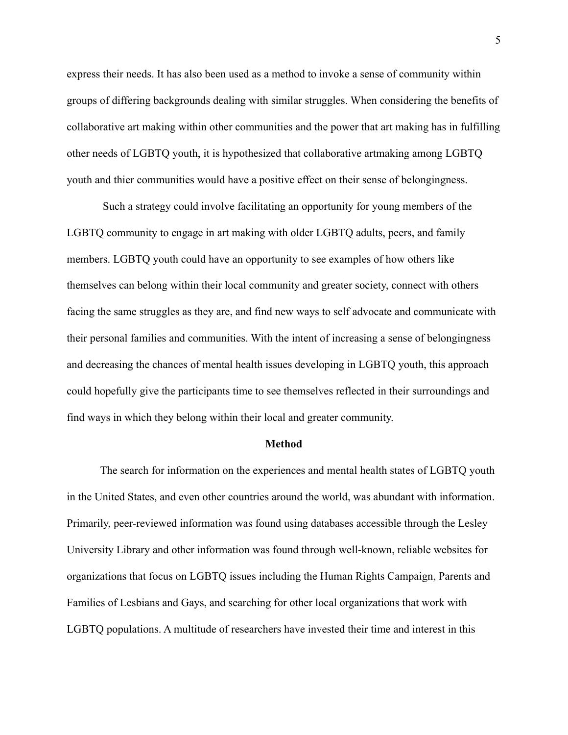express their needs. It has also been used as a method to invoke a sense of community within groups of differing backgrounds dealing with similar struggles. When considering the benefits of collaborative art making within other communities and the power that art making has in fulfilling other needs of LGBTQ youth, it is hypothesized that collaborative artmaking among LGBTQ youth and thier communities would have a positive effect on their sense of belongingness.

Such a strategy could involve facilitating an opportunity for young members of the LGBTQ community to engage in art making with older LGBTQ adults, peers, and family members. LGBTQ youth could have an opportunity to see examples of how others like themselves can belong within their local community and greater society, connect with others facing the same struggles as they are, and find new ways to self advocate and communicate with their personal families and communities. With the intent of increasing a sense of belongingness and decreasing the chances of mental health issues developing in LGBTQ youth, this approach could hopefully give the participants time to see themselves reflected in their surroundings and find ways in which they belong within their local and greater community.

## Method

The search for information on the experiences and mental health states of LGBTQ youth in the United States, and even other countries around the world, was abundant with information. Primarily, peer-reviewed information was found using databases accessible through the Lesley University Library and other information was found through well-known, reliable websites for organizations that focus on LGBTQ issues including the Human Rights Campaign, Parents and Families of Lesbians and Gays, and searching for other local organizations that work with LGBTQ populations. A multitude of researchers have invested their time and interest in this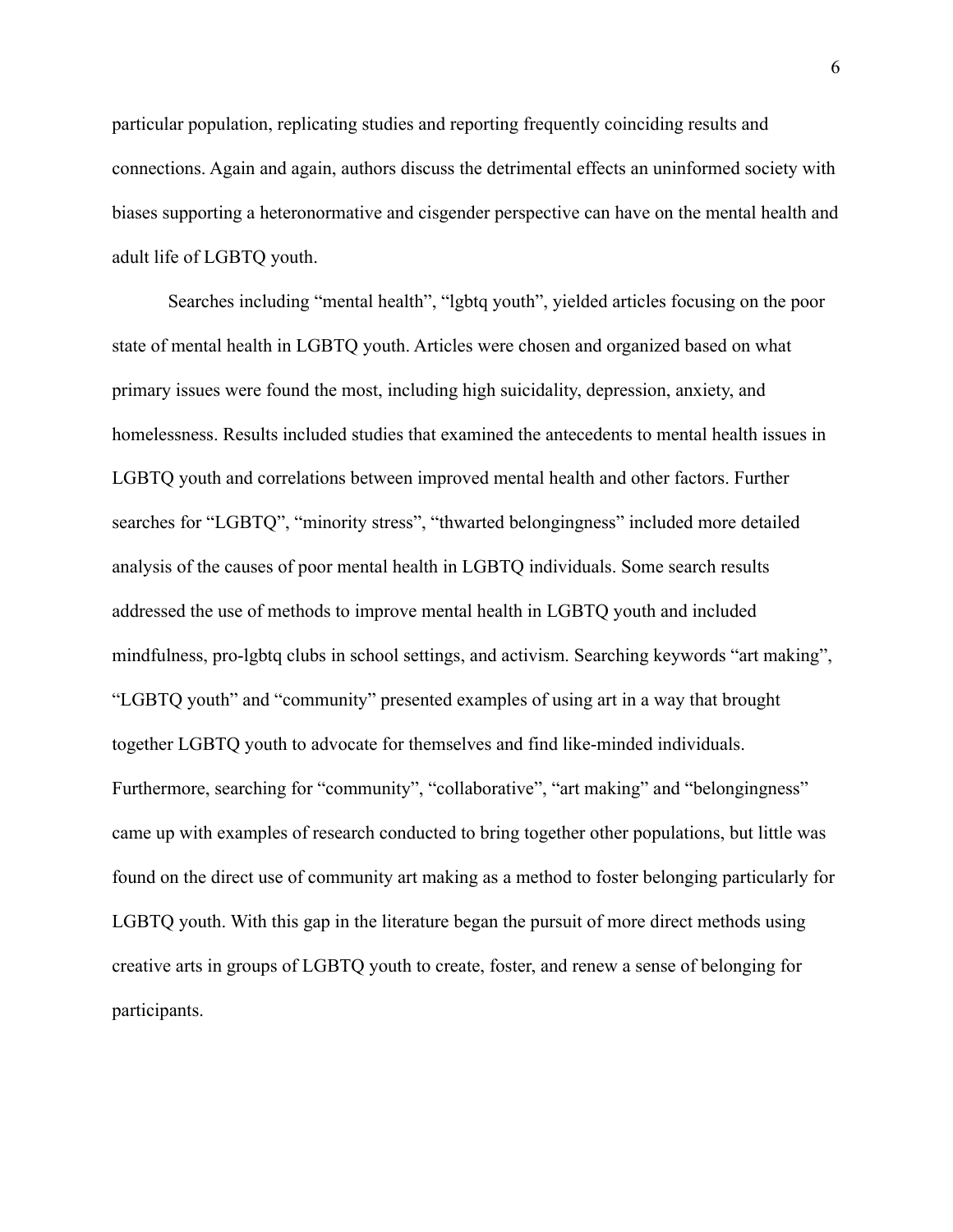particular population, replicating studies and reporting frequently coinciding results and connections. Again and again, authors discuss the detrimental effects an uninformed society with biases supporting a heteronormative and cisgender perspective can have on the mental health and adult life of LGBTQ youth.

Searches including “mental health”, “lgbtq youth”, yielded articles focusing on the poor state of mental health in LGBTQ youth. Articles were chosen and organized based on what primary issues were found the most, including high suicidality, depression, anxiety, and homelessness. Results included studies that examined the antecedents to mental health issues in LGBTQ youth and correlations between improved mental health and other factors. Further searches for “LGBTQ”, “minority stress”, “thwarted belongingness” included more detailed analysis of the causes of poor mental health in LGBTQ individuals. Some search results addressed the use of methods to improve mental health in LGBTQ youth and included mindfulness, pro-lgbtq clubs in school settings, and activism. Searching keywords “art making”, “LGBTQ youth” and “community” presented examples of using art in a way that brought together LGBTQ youth to advocate for themselves and find like-minded individuals. Furthermore, searching for “community”, “collaborative”, “art making” and “belongingness” came up with examples of research conducted to bring together other populations, but little was found on the direct use of community art making as a method to foster belonging particularly for LGBTQ youth. With this gap in the literature began the pursuit of more direct methods using creative arts in groups of LGBTQ youth to create, foster, and renew a sense of belonging for participants.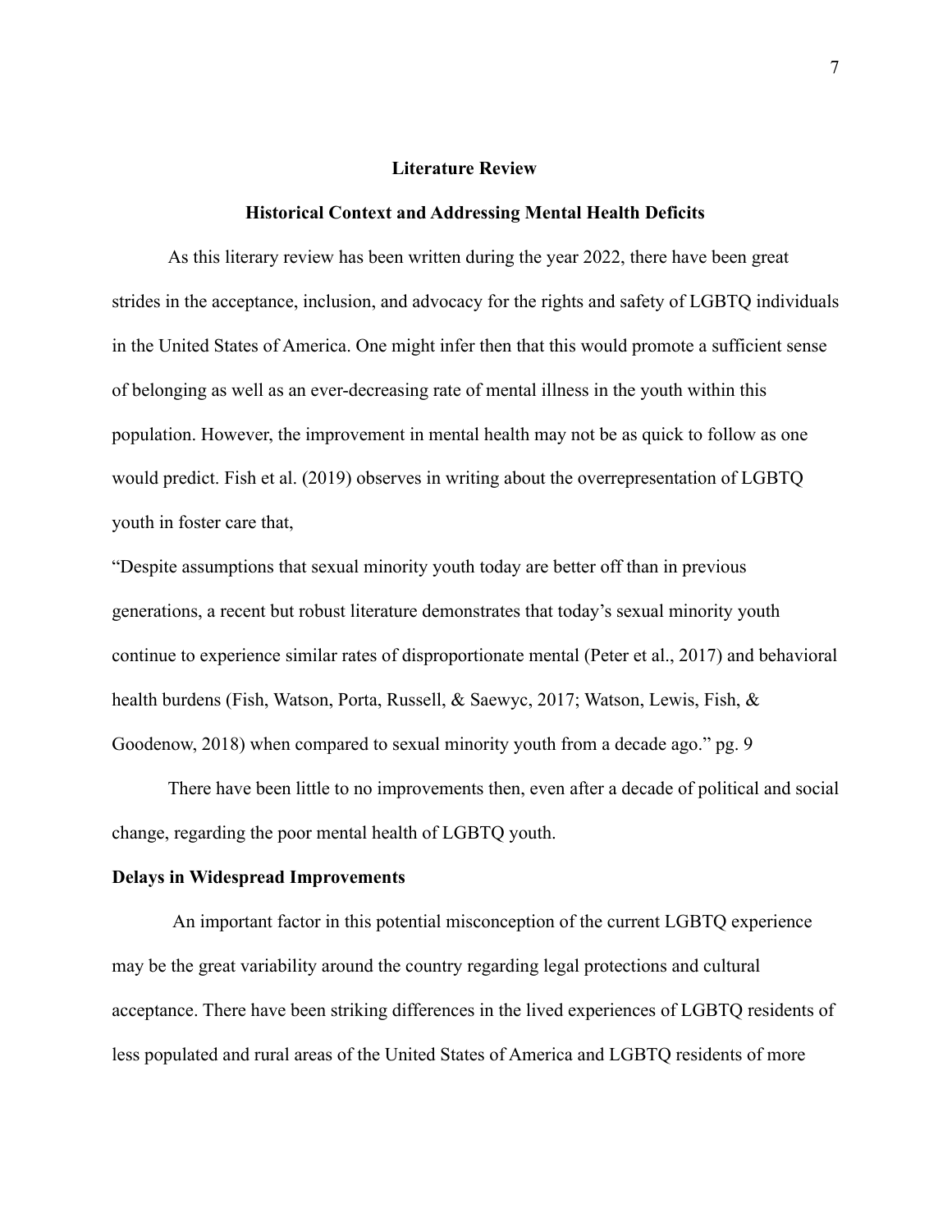## Literature Review

### Historical Context and Addressing Mental Health Deficits

As this literary review has been written during the year 2022, there have been great strides in the acceptance, inclusion, and advocacy for the rights and safety of LGBTQ individuals in the United States of America. One might infer then that this would promote a sufficient sense of belonging as well as an ever-decreasing rate of mental illness in the youth within this population. However, the improvement in mental health may not be as quick to follow as one would predict. Fish et al. (2019) observes in writing about the overrepresentation of LGBTQ youth in foster care that,

"Despite assumptions that sexual minority youth today are better off than in previous generations, a recent but robust literature demonstrates that today's sexual minority youth continue to experience similar rates of disproportionate mental (Peter et al., 2017) and behavioral health burdens (Fish, Watson, Porta, Russell, & Saewyc, 2017; Watson, Lewis, Fish, & Goodenow, 2018) when compared to sexual minority youth from a decade ago." pg. 9

There have been little to no improvements then, even after a decade of political and social change, regarding the poor mental health of LGBTQ youth.

**Delays in Widespread Improvements**

An important factor in this potential misconception of the current LGBTQ experience may be the great variability around the country regarding legal protections and cultural acceptance. There have been striking differences in the lived experiences of LGBTQ residents of less populated and rural areas of the United States of America and LGBTQ residents of more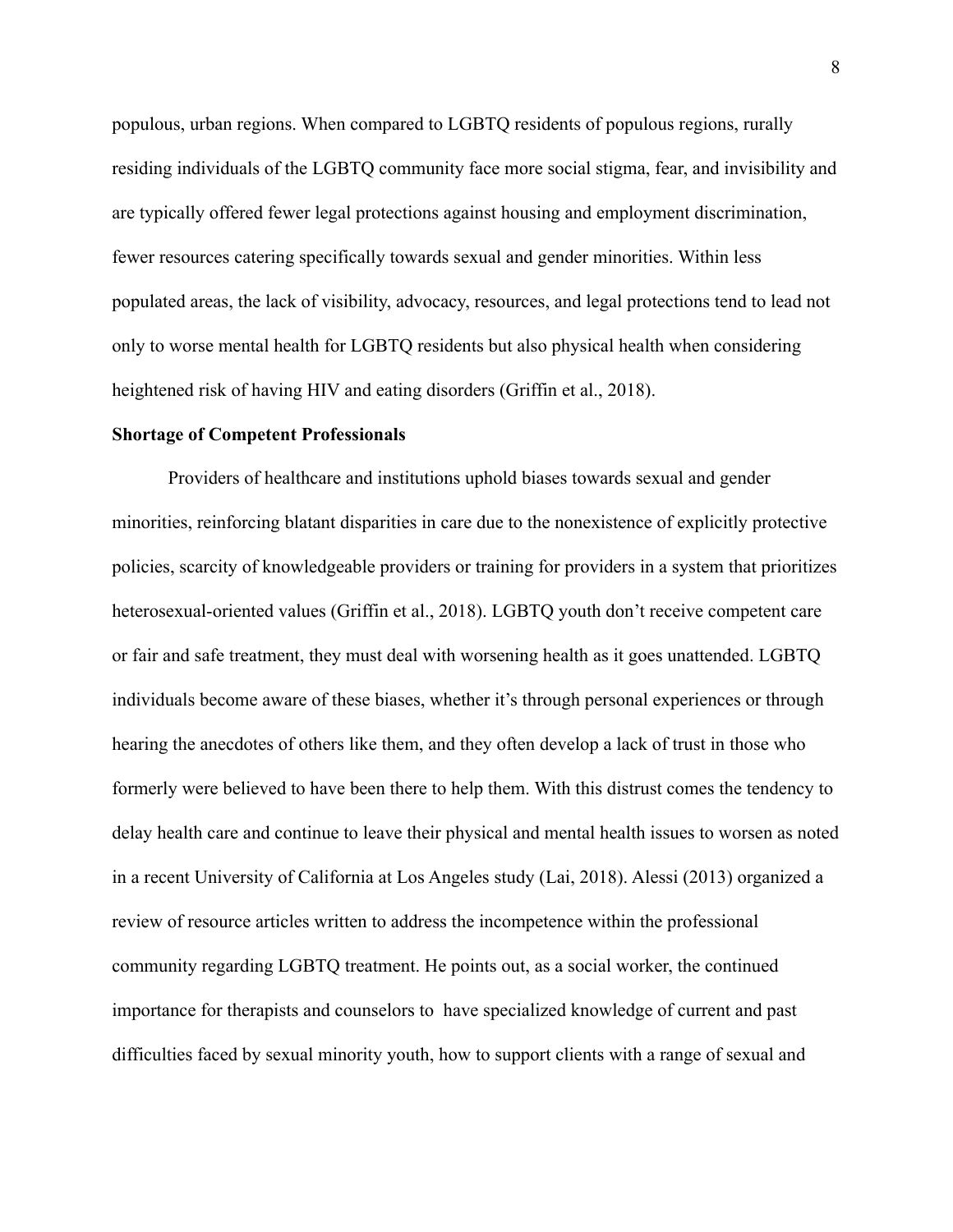populous, urban regions. When compared to LGBTQ residents of populous regions, rurally residing individuals of the LGBTQ community face more social stigma, fear, and invisibility and are typically offered fewer legal protections against housing and employment discrimination, fewer resources catering specifically towards sexual and gender minorities. Within less populated areas, the lack of visibility, advocacy, resources, and legal protections tend to lead not only to worse mental health for LGBTQ residents but also physical health when considering heightened risk of having HIV and eating disorders (Griffin et al., 2018).

**Shortage of Competent Professionals**

Providers of healthcare and institutions uphold biases towards sexual and gender minorities, reinforcing blatant disparities in care due to the nonexistence of explicitly protective policies, scarcity of knowledgeable providers or training for providers in a system that prioritizes heterosexual-oriented values (Griffin et al., 2018). LGBTQ youth don't receive competent care or fair and safe treatment, they must deal with worsening health as it goes unattended. LGBTQ individuals become aware of these biases, whether it's through personal experiences or through hearing the anecdotes of others like them, and they often develop a lack of trust in those who formerly were believed to have been there to help them. With this distrust comes the tendency to delay health care and continue to leave their physical and mental health issues to worsen as noted in a recent University of California at Los Angeles study (Lai, 2018). Alessi (2013) organized a review of resource articles written to address the incompetence within the professional community regarding LGBTQ treatment. He points out, as a social worker, the continued importance for therapists and counselors to have specialized knowledge of current and past difficulties faced by sexual minority youth, how to support clients with a range of sexual and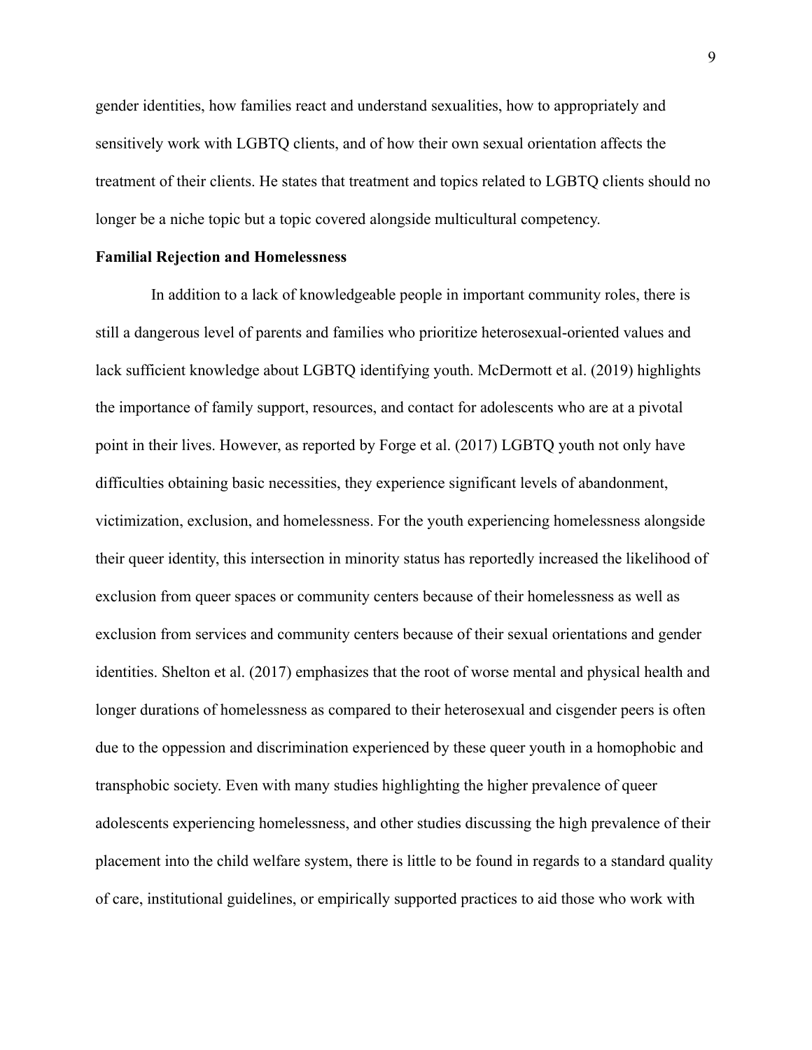gender identities, how families react and understand sexualities, how to appropriately and sensitively work with LGBTQ clients, and of how their own sexual orientation affects the treatment of their clients. He states that treatment and topics related to LGBTQ clients should no longer be a niche topic but a topic covered alongside multicultural competency.

**Familial Rejection and Homelessness**

In addition to a lack of knowledgeable people in important community roles, there is still a dangerous level of parents and families who prioritize heterosexual-oriented values and lack sufficient knowledge about LGBTQ identifying youth. McDermott et al. (2019) highlights the importance of family support, resources, and contact for adolescents who are at a pivotal point in their lives. However, as reported by Forge et al. (2017) LGBTQ youth not only have difficulties obtaining basic necessities, they experience significant levels of abandonment, victimization, exclusion, and homelessness. For the youth experiencing homelessness alongside their queer identity, this intersection in minority status has reportedly increased the likelihood of exclusion from queer spaces or community centers because of their homelessness as well as exclusion from services and community centers because of their sexual orientations and gender identities. Shelton et al. (2017) emphasizes that the root of worse mental and physical health and longer durations of homelessness as compared to their heterosexual and cisgender peers is often due to the oppession and discrimination experienced by these queer youth in a homophobic and transphobic society. Even with many studies highlighting the higher prevalence of queer adolescents experiencing homelessness, and other studies discussing the high prevalence of their placement into the child welfare system, there is little to be found in regards to a standard quality of care, institutional guidelines, or empirically supported practices to aid those who work with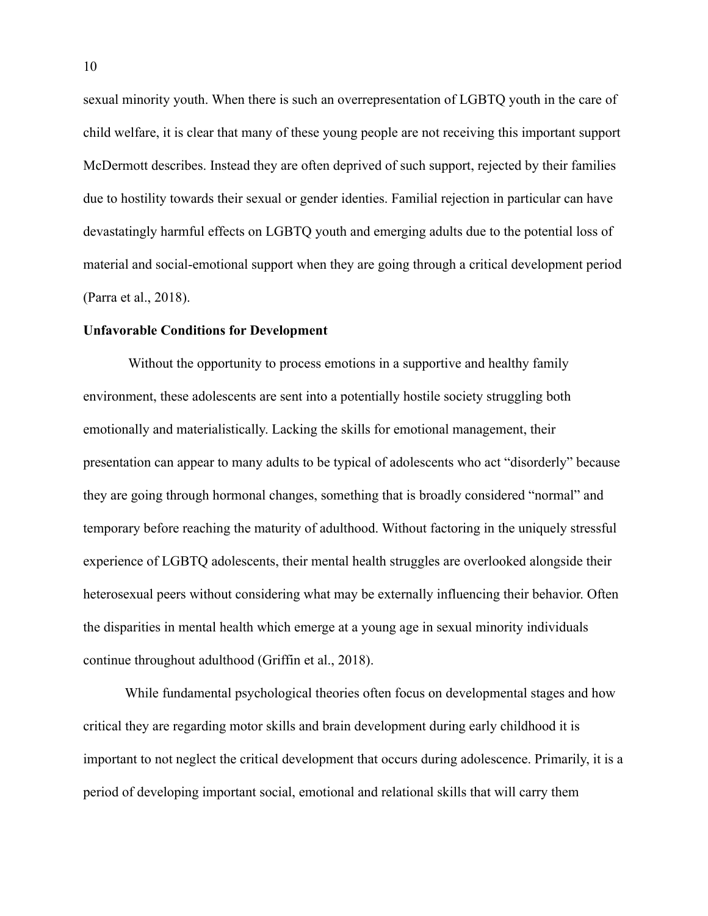sexual minority youth. When there is such an overrepresentation of LGBTQ youth in the care of child welfare, it is clear that many of these young people are not receiving this important support McDermott describes. Instead they are often deprived of such support, rejected by their families due to hostility towards their sexual or gender identies. Familial rejection in particular can have devastatingly harmful effects on LGBTQ youth and emerging adults due to the potential loss of material and social-emotional support when they are going through a critical development period (Parra et al., 2018).

**Unfavorable Conditions for Development**

Without the opportunity to process emotions in a supportive and healthy family environment, these adolescents are sent into a potentially hostile society struggling both emotionally and materialistically. Lacking the skills for emotional management, their presentation can appear to many adults to be typical of adolescents who act "disorderly" because they are going through hormonal changes, something that is broadly considered "normal" and temporary before reaching the maturity of adulthood. Without factoring in the uniquely stressful experience of LGBTQ adolescents, their mental health struggles are overlooked alongside their heterosexual peers without considering what may be externally influencing their behavior. Often the disparities in mental health which emerge at a young age in sexual minority individuals continue throughout adulthood (Griffin et al., 2018).

While fundamental psychological theories often focus on developmental stages and how critical they are regarding motor skills and brain development during early childhood it is important to not neglect the critical development that occurs during adolescence. Primarily, it is a period of developing important social, emotional and relational skills that will carry them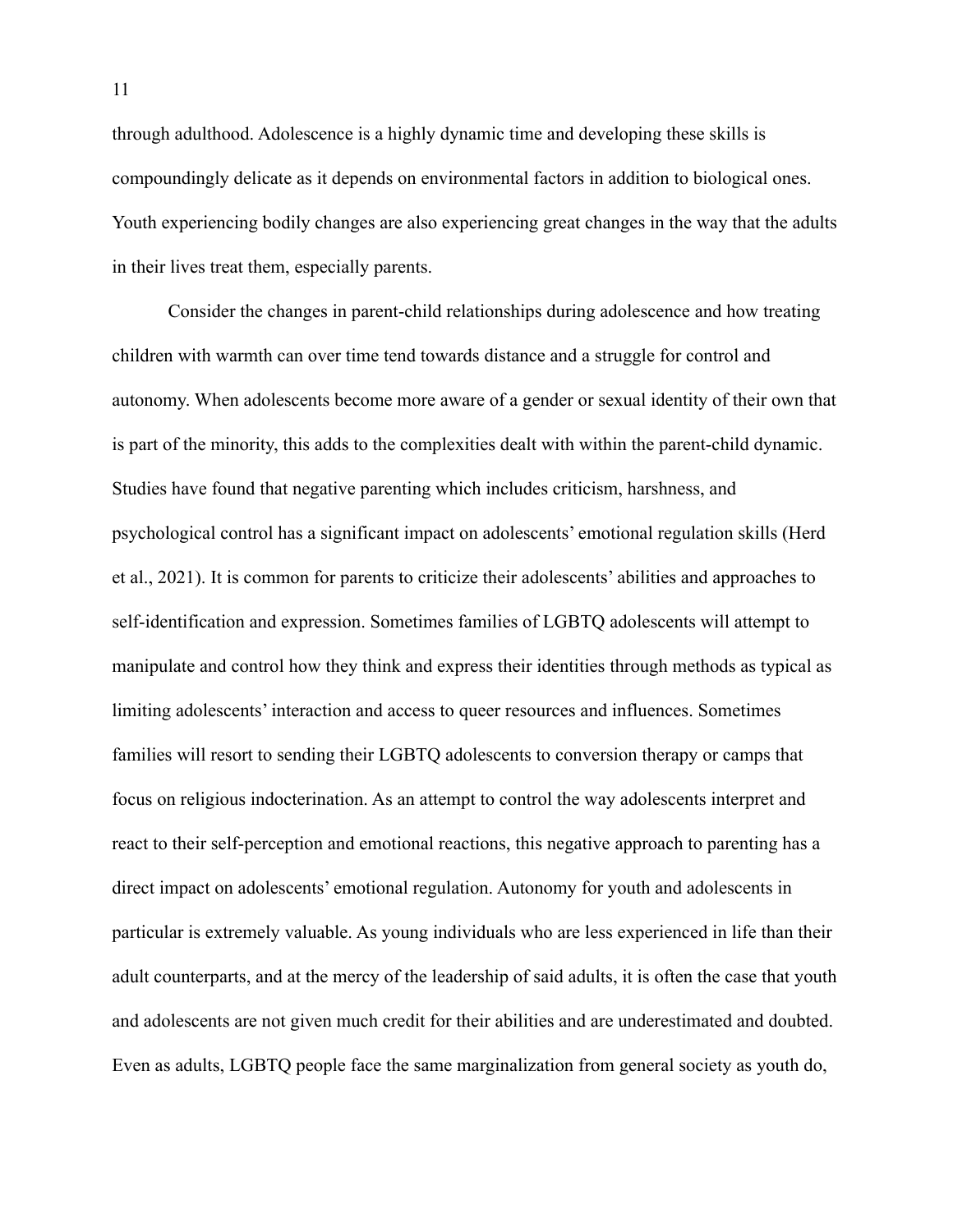through adulthood. Adolescence is a highly dynamic time and developing these skills is compoundingly delicate as it depends on environmental factors in addition to biological ones. Youth experiencing bodily changes are also experiencing great changes in the way that the adults in their lives treat them, especially parents.

Consider the changes in parent-child relationships during adolescence and how treating children with warmth can over time tend towards distance and a struggle for control and autonomy. When adolescents become more aware of a gender or sexual identity of their own that is part of the minority, this adds to the complexities dealt with within the parent-child dynamic. Studies have found that negative parenting which includes criticism, harshness, and psychological control has a significant impact on adolescents' emotional regulation skills (Herd et al., 2021). It is common for parents to criticize their adolescents' abilities and approaches to self-identification and expression. Sometimes families of LGBTQ adolescents will attempt to manipulate and control how they think and express their identities through methods as typical as limiting adolescents' interaction and access to queer resources and influences. Sometimes families will resort to sending their LGBTQ adolescents to conversion therapy or camps that focus on religious indocterination. As an attempt to control the way adolescents interpret and react to their self-perception and emotional reactions, this negative approach to parenting has a direct impact on adolescents' emotional regulation. Autonomy for youth and adolescents in particular is extremely valuable. As young individuals who are less experienced in life than their adult counterparts, and at the mercy of the leadership of said adults, it is often the case that youth and adolescents are not given much credit for their abilities and are underestimated and doubted. Even as adults, LGBTQ people face the same marginalization from general society as youth do,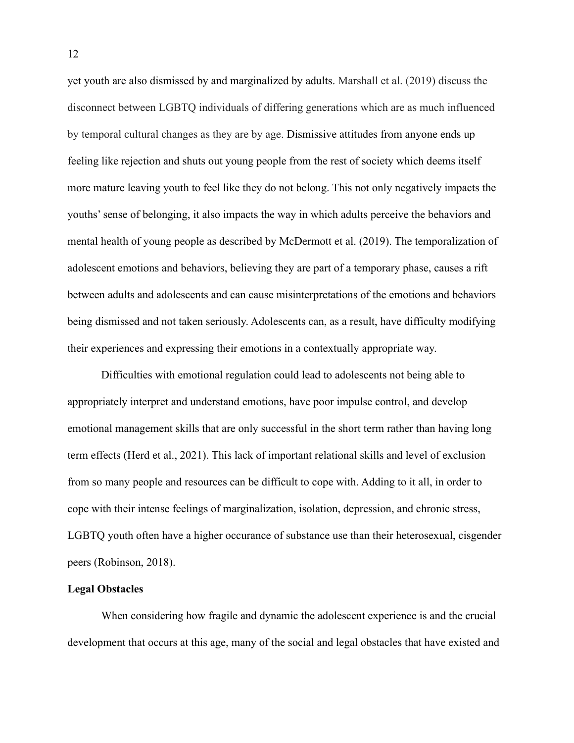yet youth are also dismissed by and marginalized by adults. Marshall et al. (2019) discuss the disconnect between LGBTQ individuals of differing generations which are as much influenced by temporal cultural changes as they are by age. Dismissive attitudes from anyone ends up feeling like rejection and shuts out young people from the rest of society which deems itself more mature leaving youth to feel like they do not belong. This not only negatively impacts the youths' sense of belonging, it also impacts the way in which adults perceive the behaviors and mental health of young people as described by McDermott et al. (2019). The temporalization of adolescent emotions and behaviors, believing they are part of a temporary phase, causes a rift between adults and adolescents and can cause misinterpretations of the emotions and behaviors being dismissed and not taken seriously. Adolescents can, as a result, have difficulty modifying their experiences and expressing their emotions in a contextually appropriate way.

Difficulties with emotional regulation could lead to adolescents not being able to appropriately interpret and understand emotions, have poor impulse control, and develop emotional management skills that are only successful in the short term rather than having long term effects (Herd et al., 2021). This lack of important relational skills and level of exclusion from so many people and resources can be difficult to cope with. Adding to it all, in order to cope with their intense feelings of marginalization, isolation, depression, and chronic stress, LGBTQ youth often have a higher occurance of substance use than their heterosexual, cisgender peers (Robinson, 2018).

**Legal Obstacles**

When considering how fragile and dynamic the adolescent experience is and the crucial development that occurs at this age, many of the social and legal obstacles that have existed and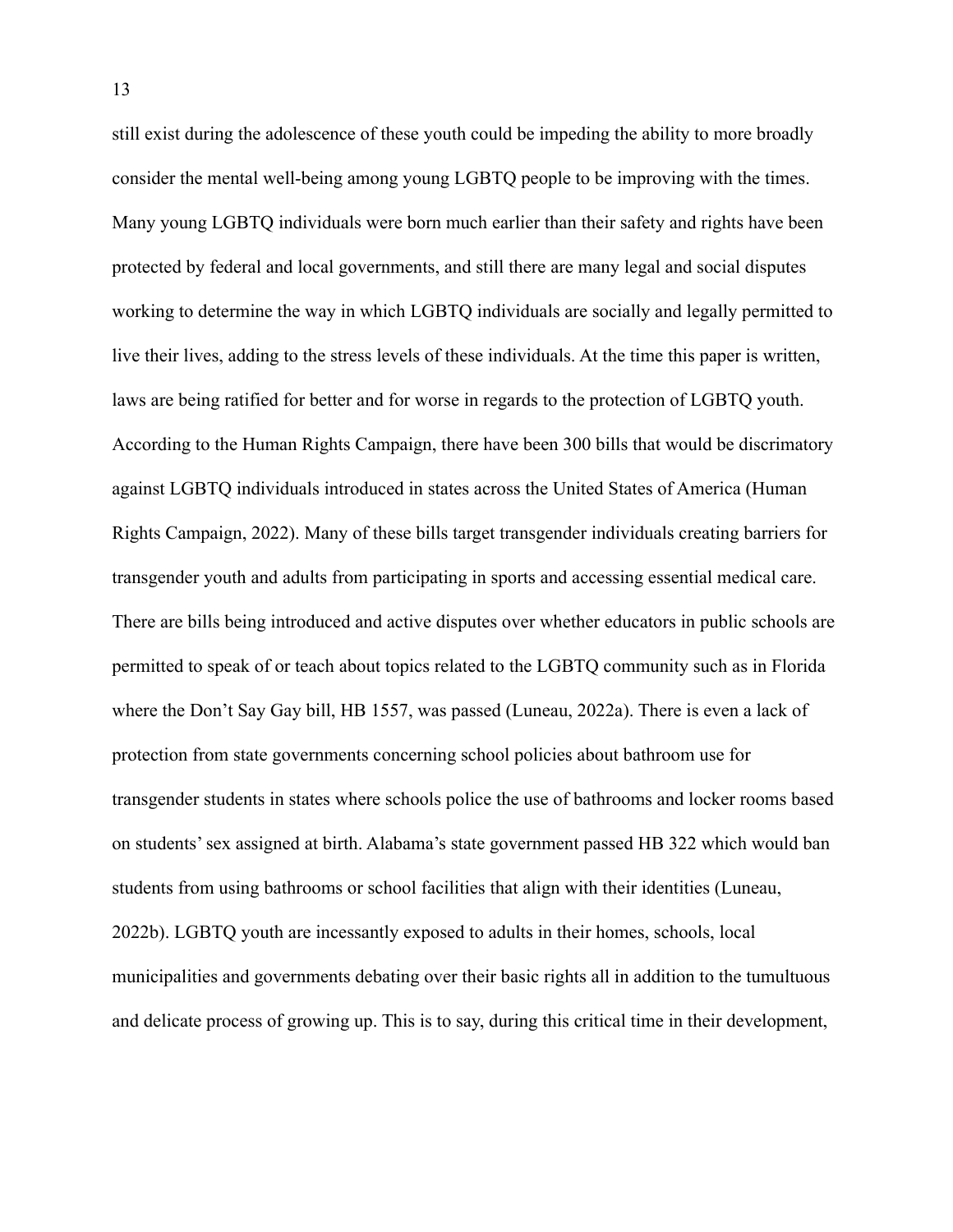still exist during the adolescence of these youth could be impeding the ability to more broadly consider the mental well-being among young LGBTQ people to be improving with the times. Many young LGBTQ individuals were born much earlier than their safety and rights have been protected by federal and local governments, and still there are many legal and social disputes working to determine the way in which LGBTQ individuals are socially and legally permitted to live their lives, adding to the stress levels of these individuals. At the time this paper is written, laws are being ratified for better and for worse in regards to the protection of LGBTQ youth. According to the Human Rights Campaign, there have been 300 bills that would be discrimatory against LGBTQ individuals introduced in states across the United States of America (Human Rights Campaign, 2022). Many of these bills target transgender individuals creating barriers for transgender youth and adults from participating in sports and accessing essential medical care. There are bills being introduced and active disputes over whether educators in public schools are permitted to speak of or teach about topics related to the LGBTQ community such as in Florida where the Don't Say Gay bill, HB 1557, was passed (Luneau, 2022a). There is even a lack of protection from state governments concerning school policies about bathroom use for transgender students in states where schools police the use of bathrooms and locker rooms based on students' sex assigned at birth. Alabama's state government passed HB 322 which would ban students from using bathrooms or school facilities that align with their identities (Luneau, 2022b). LGBTQ youth are incessantly exposed to adults in their homes, schools, local municipalities and governments debating over their basic rights all in addition to the tumultuous and delicate process of growing up. This is to say, during this critical time in their development,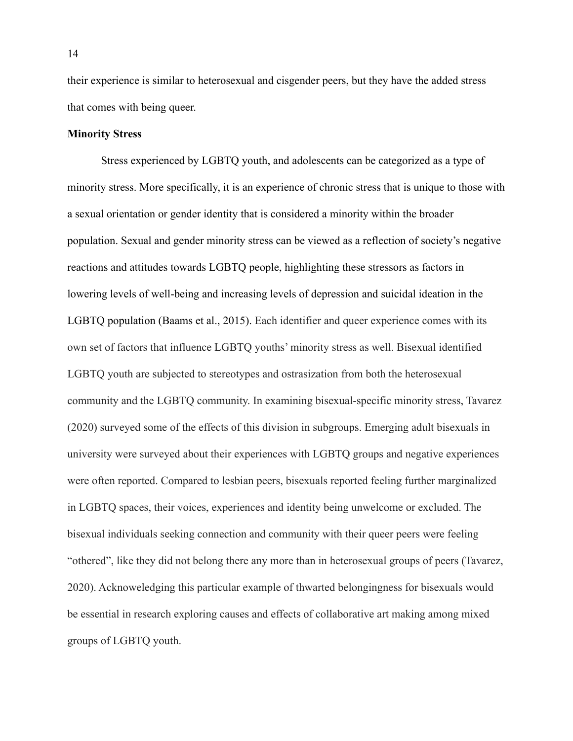their experience is similar to heterosexual and cisgender peers, but they have the added stress that comes with being queer.

**Minority Stress**

Stress experienced by LGBTQ youth, and adolescents can be categorized as a type of minority stress. More specifically, it is an experience of chronic stress that is unique to those with a sexual orientation or gender identity that is considered a minority within the broader population. Sexual and gender minority stress can be viewed as a reflection of society's negative reactions and attitudes towards LGBTQ people, highlighting these stressors as factors in lowering levels of well-being and increasing levels of depression and suicidal ideation in the LGBTQ population (Baams et al., 2015). Each identifier and queer experience comes with its own set of factors that influence LGBTQ youths' minority stress as well. Bisexual identified LGBTQ youth are subjected to stereotypes and ostrasization from both the heterosexual community and the LGBTQ community. In examining bisexual-specific minority stress, Tavarez (2020) surveyed some of the effects of this division in subgroups. Emerging adult bisexuals in university were surveyed about their experiences with LGBTQ groups and negative experiences were often reported. Compared to lesbian peers, bisexuals reported feeling further marginalized in LGBTQ spaces, their voices, experiences and identity being unwelcome or excluded. The bisexual individuals seeking connection and community with their queer peers were feeling "othered", like they did not belong there any more than in heterosexual groups of peers (Tavarez, 2020). Acknoweledging this particular example of thwarted belongingness for bisexuals would be essential in research exploring causes and effects of collaborative art making among mixed groups of LGBTQ youth.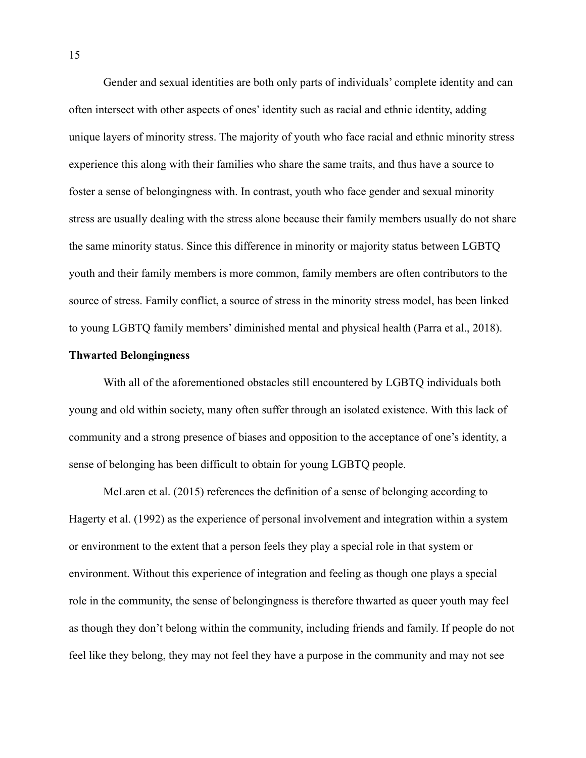Gender and sexual identities are both only parts of individuals' complete identity and can often intersect with other aspects of ones' identity such as racial and ethnic identity, adding unique layers of minority stress. The majority of youth who face racial and ethnic minority stress experience this along with their families who share the same traits, and thus have a source to foster a sense of belongingness with. In contrast, youth who face gender and sexual minority stress are usually dealing with the stress alone because their family members usually do not share the same minority status. Since this difference in minority or majority status between LGBTQ youth and their family members is more common, family members are often contributors to the source of stress. Family conflict, a source of stress in the minority stress model, has been linked to young LGBTQ family members' diminished mental and physical health (Parra et al., 2018).

**Thwarted Belongingness**

With all of the aforementioned obstacles still encountered by LGBTQ individuals both young and old within society, many often suffer through an isolated existence. With this lack of community and a strong presence of biases and opposition to the acceptance of one's identity, a sense of belonging has been difficult to obtain for young LGBTQ people.

McLaren et al. (2015) references the definition of a sense of belonging according to Hagerty et al. (1992) as the experience of personal involvement and integration within a system or environment to the extent that a person feels they play a special role in that system or environment. Without this experience of integration and feeling as though one plays a special role in the community, the sense of belongingness is therefore thwarted as queer youth may feel as though they don't belong within the community, including friends and family. If people do not feel like they belong, they may not feel they have a purpose in the community and may not see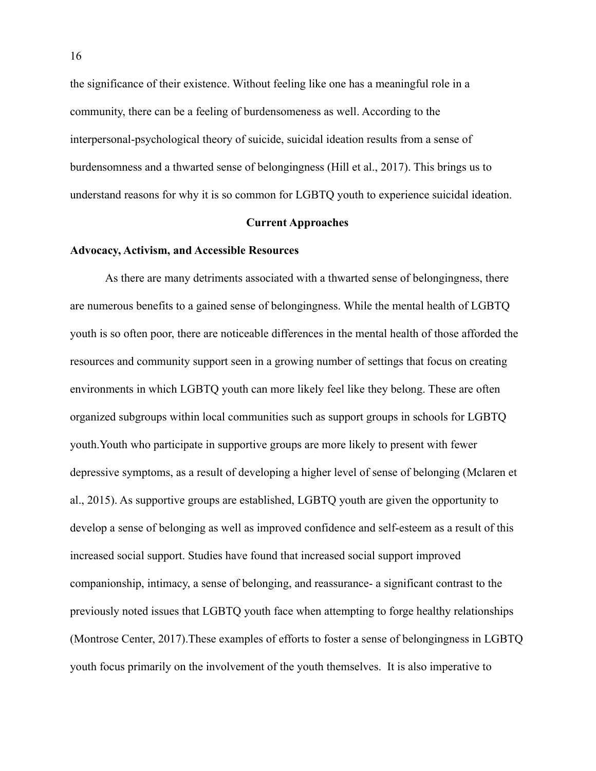the significance of their existence. Without feeling like one has a meaningful role in a community, there can be a feeling of burdensomeness as well. According to the interpersonal-psychological theory of suicide, suicidal ideation results from a sense of burdensomness and a thwarted sense of belongingness (Hill et al., 2017). This brings us to understand reasons for why it is so common for LGBTQ youth to experience suicidal ideation.

## Current Approaches

### Advocacy, Activism, and Accessible Resources

As there are many detriments associated with a thwarted sense of belongingness, there are numerous benefits to a gained sense of belongingness. While the mental health of LGBTQ youth is so often poor, there are noticeable differences in the mental health of those afforded the resources and community support seen in a growing number of settings that focus on creating environments in which LGBTQ youth can more likely feel like they belong. These are often organized subgroups within local communities such as support groups in schools for LGBTQ youth.Youth who participate in supportive groups are more likely to present with fewer depressive symptoms, as a result of developing a higher level of sense of belonging (Mclaren et al., 2015). As supportive groups are established, LGBTQ youth are given the opportunity to develop a sense of belonging as well as improved confidence and self-esteem as a result of this increased social support. Studies have found that increased social support improved companionship, intimacy, a sense of belonging, and reassurance- a significant contrast to the previously noted issues that LGBTQ youth face when attempting to forge healthy relationships (Montrose Center, 2017).These examples of efforts to foster a sense of belongingness in LGBTQ youth focus primarily on the involvement of the youth themselves.  It is also imperative to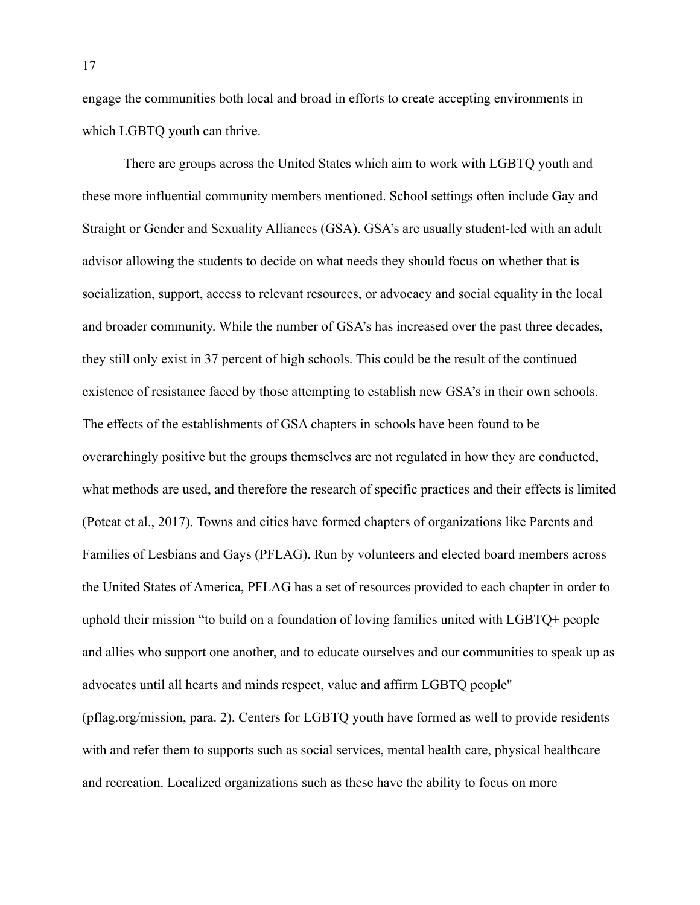engage the communities both local and broad in efforts to create accepting environments in which LGBTQ youth can thrive.

There are groups across the United States which aim to work with LGBTQ youth and these more influential community members mentioned. School settings often include Gay and Straight or Gender and Sexuality Alliances (GSA). GSA's are usually student-led with an adult advisor allowing the students to decide on what needs they should focus on whether that is socialization, support, access to relevant resources, or advocacy and social equality in the local and broader community. While the number of GSA's has increased over the past three decades, they still only exist in 37 percent of high schools. This could be the result of the continued existence of resistance faced by those attempting to establish new GSA's in their own schools. The effects of the establishments of GSA chapters in schools have been found to be overarchingly positive but the groups themselves are not regulated in how they are conducted, what methods are used, and therefore the research of specific practices and their effects is limited (Poteat et al., 2017). Towns and cities have formed chapters of organizations like Parents and Families of Lesbians and Gays (PFLAG). Run by volunteers and elected board members across the United States of America, PFLAG has a set of resources provided to each chapter in order to uphold their mission "to build on a foundation of loving families united with LGBTQ+ people and allies who support one another, and to educate ourselves and our communities to speak up as advocates until all hearts and minds respect, value and affirm LGBTQ people" (pflag.org/mission, para. 2). Centers for LGBTQ youth have formed as well to provide residents with and refer them to supports such as social services, mental health care, physical healthcare and recreation. Localized organizations such as these have the ability to focus on more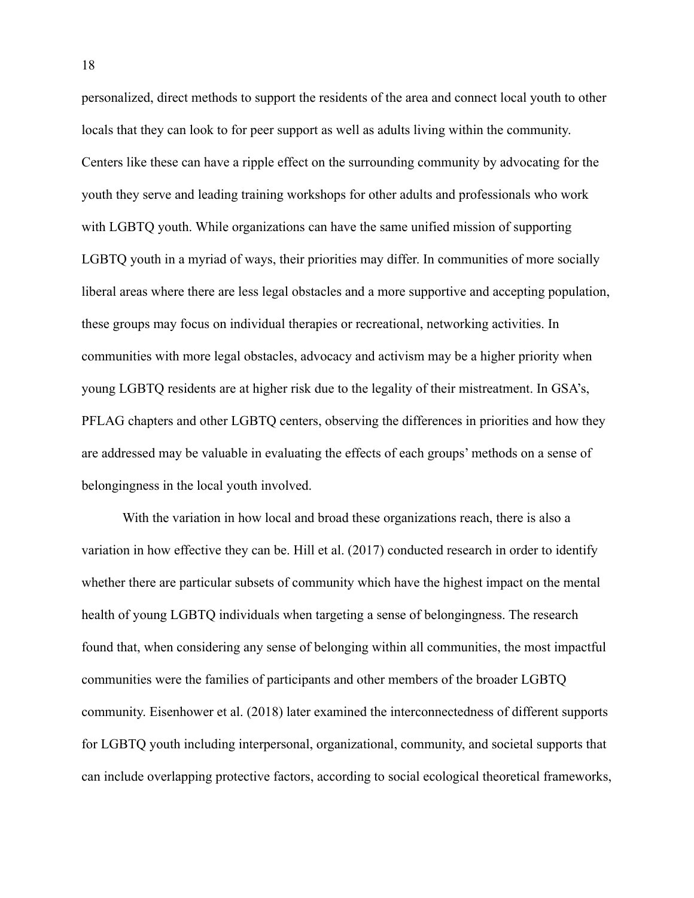personalized, direct methods to support the residents of the area and connect local youth to other locals that they can look to for peer support as well as adults living within the community. Centers like these can have a ripple effect on the surrounding community by advocating for the youth they serve and leading training workshops for other adults and professionals who work with LGBTQ youth. While organizations can have the same unified mission of supporting LGBTQ youth in a myriad of ways, their priorities may differ. In communities of more socially liberal areas where there are less legal obstacles and a more supportive and accepting population, these groups may focus on individual therapies or recreational, networking activities. In communities with more legal obstacles, advocacy and activism may be a higher priority when young LGBTQ residents are at higher risk due to the legality of their mistreatment. In GSA's, PFLAG chapters and other LGBTQ centers, observing the differences in priorities and how they are addressed may be valuable in evaluating the effects of each groups' methods on a sense of belongingness in the local youth involved.

With the variation in how local and broad these organizations reach, there is also a variation in how effective they can be. Hill et al. (2017) conducted research in order to identify whether there are particular subsets of community which have the highest impact on the mental health of young LGBTQ individuals when targeting a sense of belongingness. The research found that, when considering any sense of belonging within all communities, the most impactful communities were the families of participants and other members of the broader LGBTQ community. Eisenhower et al. (2018) later examined the interconnectedness of different supports for LGBTQ youth including interpersonal, organizational, community, and societal supports that can include overlapping protective factors, according to social ecological theoretical frameworks,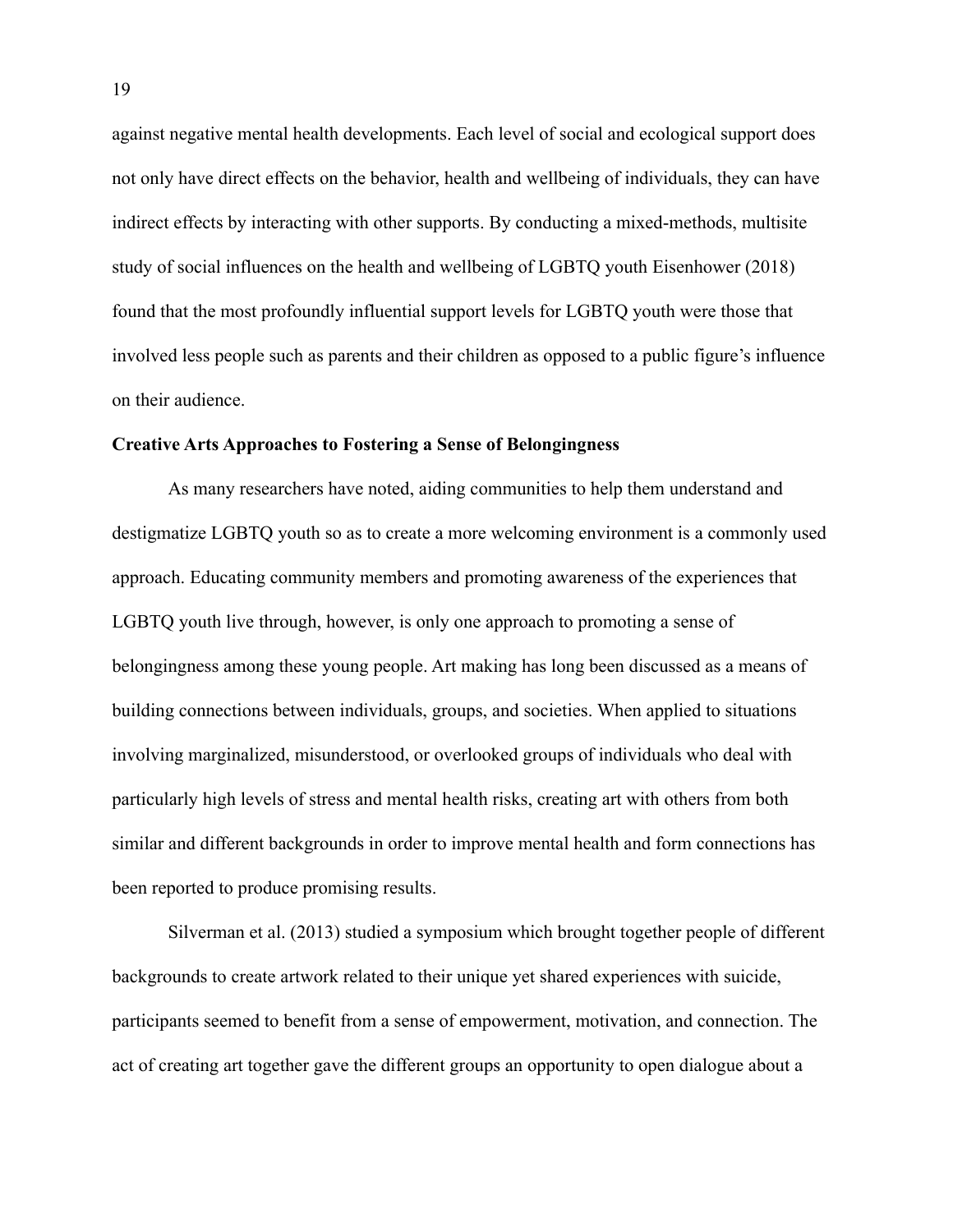against negative mental health developments. Each level of social and ecological support does not only have direct effects on the behavior, health and wellbeing of individuals, they can have indirect effects by interacting with other supports. By conducting a mixed-methods, multisite study of social influences on the health and wellbeing of LGBTQ youth Eisenhower (2018) found that the most profoundly influential support levels for LGBTQ youth were those that involved less people such as parents and their children as opposed to a public figure's influence on their audience.

**Creative Arts Approaches to Fostering a Sense of Belongingness**

As many researchers have noted, aiding communities to help them understand and destigmatize LGBTQ youth so as to create a more welcoming environment is a commonly used approach. Educating community members and promoting awareness of the experiences that LGBTQ youth live through, however, is only one approach to promoting a sense of belongingness among these young people. Art making has long been discussed as a means of building connections between individuals, groups, and societies. When applied to situations involving marginalized, misunderstood, or overlooked groups of individuals who deal with particularly high levels of stress and mental health risks, creating art with others from both similar and different backgrounds in order to improve mental health and form connections has been reported to produce promising results.

Silverman et al. (2013) studied a symposium which brought together people of different backgrounds to create artwork related to their unique yet shared experiences with suicide, participants seemed to benefit from a sense of empowerment, motivation, and connection. The act of creating art together gave the different groups an opportunity to open dialogue about a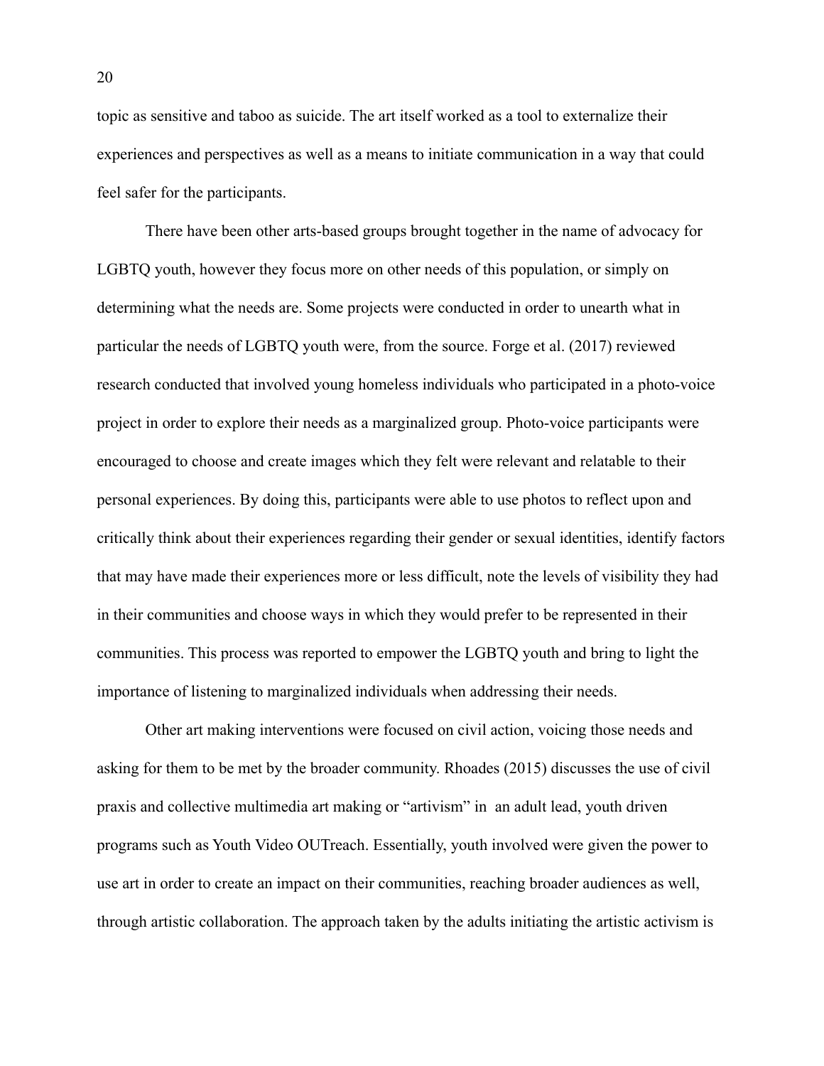topic as sensitive and taboo as suicide. The art itself worked as a tool to externalize their experiences and perspectives as well as a means to initiate communication in a way that could feel safer for the participants.

There have been other arts-based groups brought together in the name of advocacy for LGBTQ youth, however they focus more on other needs of this population, or simply on determining what the needs are. Some projects were conducted in order to unearth what in particular the needs of LGBTQ youth were, from the source. Forge et al. (2017) reviewed research conducted that involved young homeless individuals who participated in a photo-voice project in order to explore their needs as a marginalized group. Photo-voice participants were encouraged to choose and create images which they felt were relevant and relatable to their personal experiences. By doing this, participants were able to use photos to reflect upon and critically think about their experiences regarding their gender or sexual identities, identify factors that may have made their experiences more or less difficult, note the levels of visibility they had in their communities and choose ways in which they would prefer to be represented in their communities. This process was reported to empower the LGBTQ youth and bring to light the importance of listening to marginalized individuals when addressing their needs.

Other art making interventions were focused on civil action, voicing those needs and asking for them to be met by the broader community. Rhoades (2015) discusses the use of civil praxis and collective multimedia art making or "artivism" in an adult lead, youth driven programs such as Youth Video OUTreach. Essentially, youth involved were given the power to use art in order to create an impact on their communities, reaching broader audiences as well, through artistic collaboration. The approach taken by the adults initiating the artistic activism is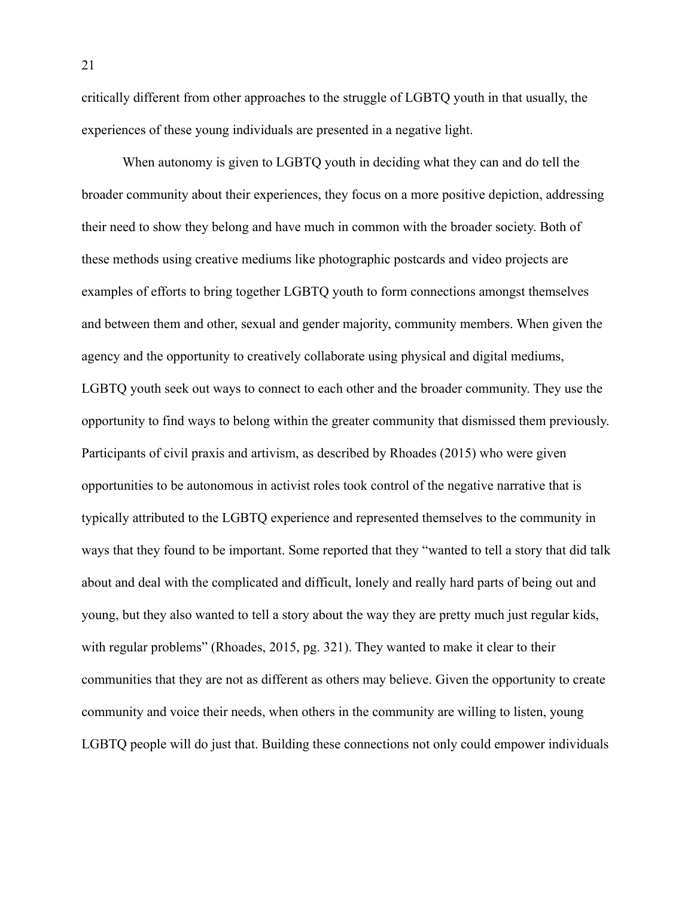critically different from other approaches to the struggle of LGBTQ youth in that usually, the experiences of these young individuals are presented in a negative light.

When autonomy is given to LGBTQ youth in deciding what they can and do tell the broader community about their experiences, they focus on a more positive depiction, addressing their need to show they belong and have much in common with the broader society. Both of these methods using creative mediums like photographic postcards and video projects are examples of efforts to bring together LGBTQ youth to form connections amongst themselves and between them and other, sexual and gender majority, community members. When given the agency and the opportunity to creatively collaborate using physical and digital mediums, LGBTQ youth seek out ways to connect to each other and the broader community. They use the opportunity to find ways to belong within the greater community that dismissed them previously. Participants of civil praxis and artivism, as described by Rhoades (2015) who were given opportunities to be autonomous in activist roles took control of the negative narrative that is typically attributed to the LGBTQ experience and represented themselves to the community in ways that they found to be important. Some reported that they "wanted to tell a story that did talk about and deal with the complicated and difficult, lonely and really hard parts of being out and young, but they also wanted to tell a story about the way they are pretty much just regular kids, with regular problems" (Rhoades, 2015, pg. 321). They wanted to make it clear to their communities that they are not as different as others may believe. Given the opportunity to create community and voice their needs, when others in the community are willing to listen, young LGBTQ people will do just that. Building these connections not only could empower individuals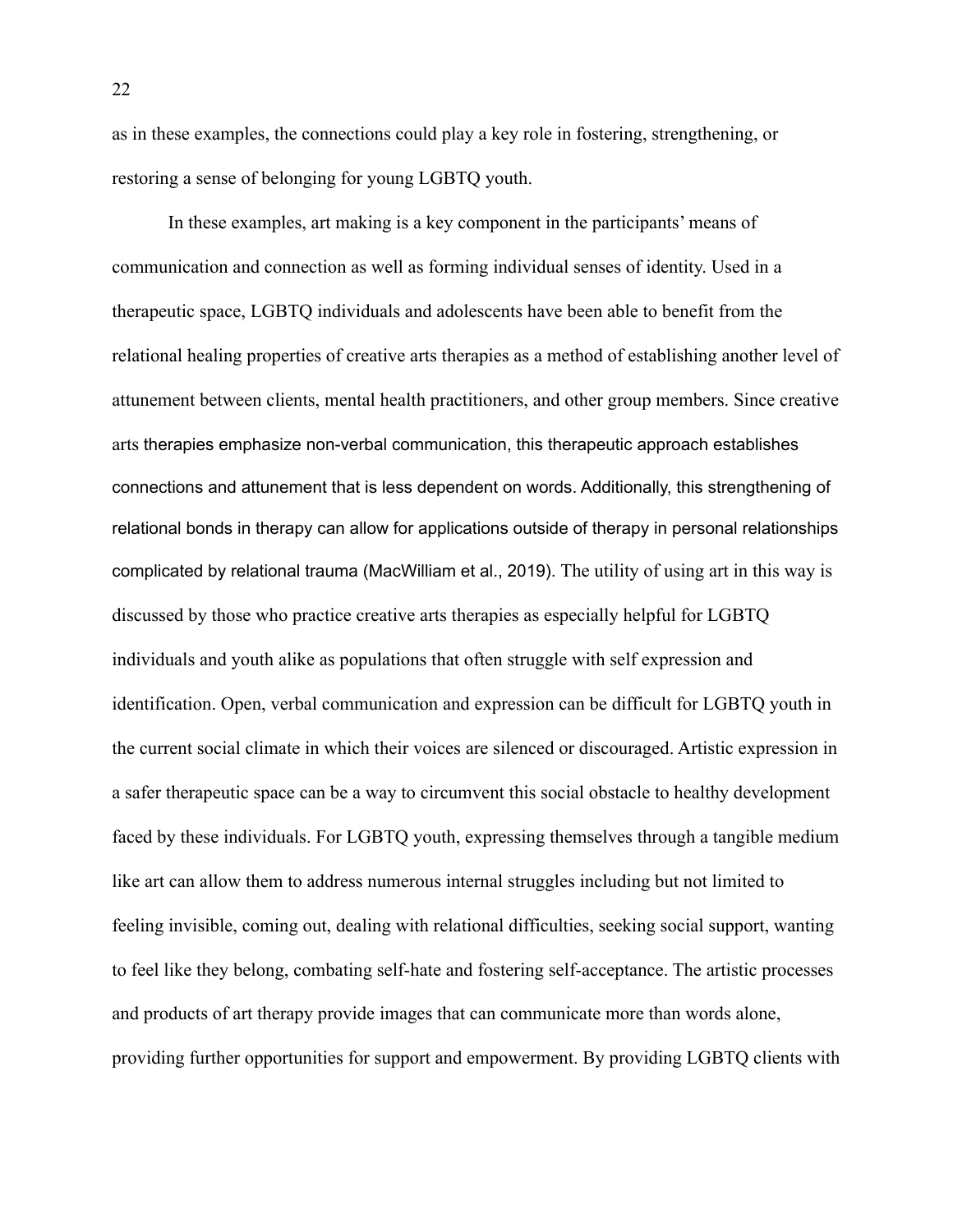as in these examples, the connections could play a key role in fostering, strengthening, or restoring a sense of belonging for young LGBTQ youth.

In these examples, art making is a key component in the participants' means of communication and connection as well as forming individual senses of identity. Used in a therapeutic space, LGBTQ individuals and adolescents have been able to benefit from the relational healing properties of creative arts therapies as a method of establishing another level of attunement between clients, mental health practitioners, and other group members. Since creative arts therapies emphasize non-verbal communication, this therapeutic approach establishes connections and attunement that is less dependent on words. Additionally, this strengthening of relational bonds in therapy can allow for applications outside of therapy in personal relationships complicated by relational trauma (MacWilliam et al., 2019). The utility of using art in this way is discussed by those who practice creative arts therapies as especially helpful for LGBTQ individuals and youth alike as populations that often struggle with self expression and identification. Open, verbal communication and expression can be difficult for LGBTQ youth in the current social climate in which their voices are silenced or discouraged. Artistic expression in a safer therapeutic space can be a way to circumvent this social obstacle to healthy development faced by these individuals. For LGBTQ youth, expressing themselves through a tangible medium like art can allow them to address numerous internal struggles including but not limited to feeling invisible, coming out, dealing with relational difficulties, seeking social support, wanting to feel like they belong, combating self-hate and fostering self-acceptance. The artistic processes and products of art therapy provide images that can communicate more than words alone, providing further opportunities for support and empowerment. By providing LGBTQ clients with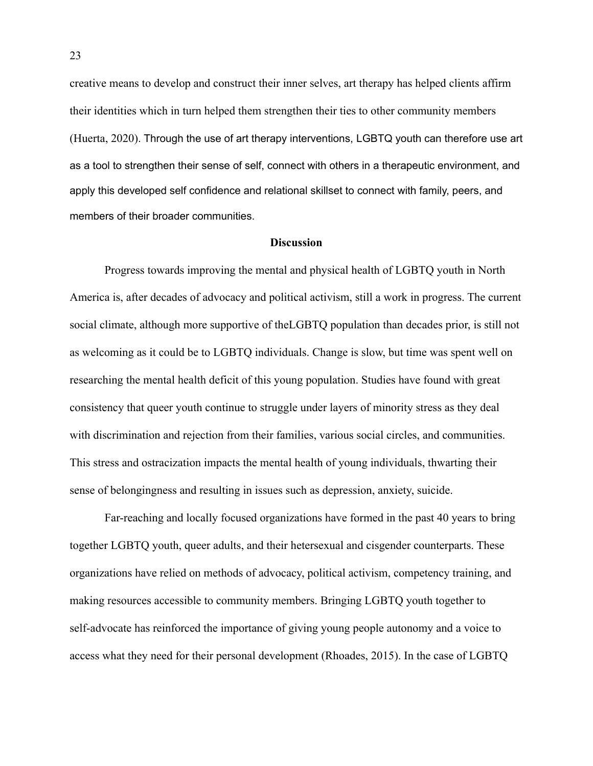creative means to develop and construct their inner selves, art therapy has helped clients affirm their identities which in turn helped them strengthen their ties to other community members (Huerta, 2020). Through the use of art therapy interventions, LGBTQ youth can therefore use art as a tool to strengthen their sense of self, connect with others in a therapeutic environment, and apply this developed self confidence and relational skillset to connect with family, peers, and members of their broader communities.

## Discussion

Progress towards improving the mental and physical health of LGBTQ youth in North America is, after decades of advocacy and political activism, still a work in progress. The current social climate, although more supportive of theLGBTQ population than decades prior, is still not as welcoming as it could be to LGBTQ individuals. Change is slow, but time was spent well on researching the mental health deficit of this young population. Studies have found with great consistency that queer youth continue to struggle under layers of minority stress as they deal with discrimination and rejection from their families, various social circles, and communities. This stress and ostracization impacts the mental health of young individuals, thwarting their sense of belongingness and resulting in issues such as depression, anxiety, suicide.

Far-reaching and locally focused organizations have formed in the past 40 years to bring together LGBTQ youth, queer adults, and their hetersexual and cisgender counterparts. These organizations have relied on methods of advocacy, political activism, competency training, and making resources accessible to community members. Bringing LGBTQ youth together to self-advocate has reinforced the importance of giving young people autonomy and a voice to access what they need for their personal development (Rhoades, 2015). In the case of LGBTQ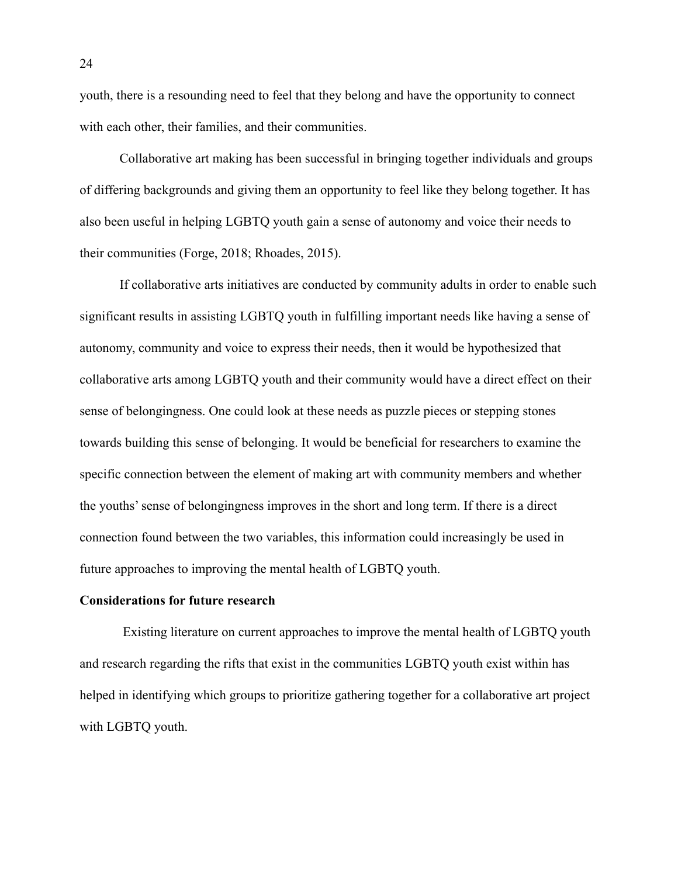youth, there is a resounding need to feel that they belong and have the opportunity to connect with each other, their families, and their communities.

Collaborative art making has been successful in bringing together individuals and groups of differing backgrounds and giving them an opportunity to feel like they belong together. It has also been useful in helping LGBTQ youth gain a sense of autonomy and voice their needs to their communities (Forge, 2018; Rhoades, 2015).

If collaborative arts initiatives are conducted by community adults in order to enable such significant results in assisting LGBTQ youth in fulfilling important needs like having a sense of autonomy, community and voice to express their needs, then it would be hypothesized that collaborative arts among LGBTQ youth and their community would have a direct effect on their sense of belongingness. One could look at these needs as puzzle pieces or stepping stones towards building this sense of belonging. It would be beneficial for researchers to examine the specific connection between the element of making art with community members and whether the youths' sense of belongingness improves in the short and long term. If there is a direct connection found between the two variables, this information could increasingly be used in future approaches to improving the mental health of LGBTQ youth.

**Considerations for future research**

Existing literature on current approaches to improve the mental health of LGBTQ youth and research regarding the rifts that exist in the communities LGBTQ youth exist within has helped in identifying which groups to prioritize gathering together for a collaborative art project with LGBTQ youth.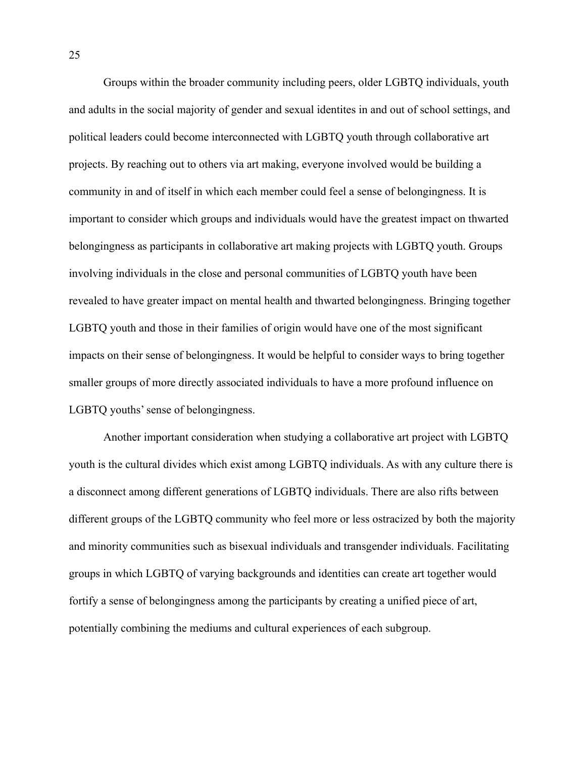Groups within the broader community including peers, older LGBTQ individuals, youth and adults in the social majority of gender and sexual identites in and out of school settings, and political leaders could become interconnected with LGBTQ youth through collaborative art projects. By reaching out to others via art making, everyone involved would be building a community in and of itself in which each member could feel a sense of belongingness. It is important to consider which groups and individuals would have the greatest impact on thwarted belongingness as participants in collaborative art making projects with LGBTQ youth. Groups involving individuals in the close and personal communities of LGBTQ youth have been revealed to have greater impact on mental health and thwarted belongingness. Bringing together LGBTQ youth and those in their families of origin would have one of the most significant impacts on their sense of belongingness. It would be helpful to consider ways to bring together smaller groups of more directly associated individuals to have a more profound influence on LGBTQ youths' sense of belongingness.

Another important consideration when studying a collaborative art project with LGBTQ youth is the cultural divides which exist among LGBTQ individuals. As with any culture there is a disconnect among different generations of LGBTQ individuals. There are also rifts between different groups of the LGBTQ community who feel more or less ostracized by both the majority and minority communities such as bisexual individuals and transgender individuals. Facilitating groups in which LGBTQ of varying backgrounds and identities can create art together would fortify a sense of belongingness among the participants by creating a unified piece of art, potentially combining the mediums and cultural experiences of each subgroup.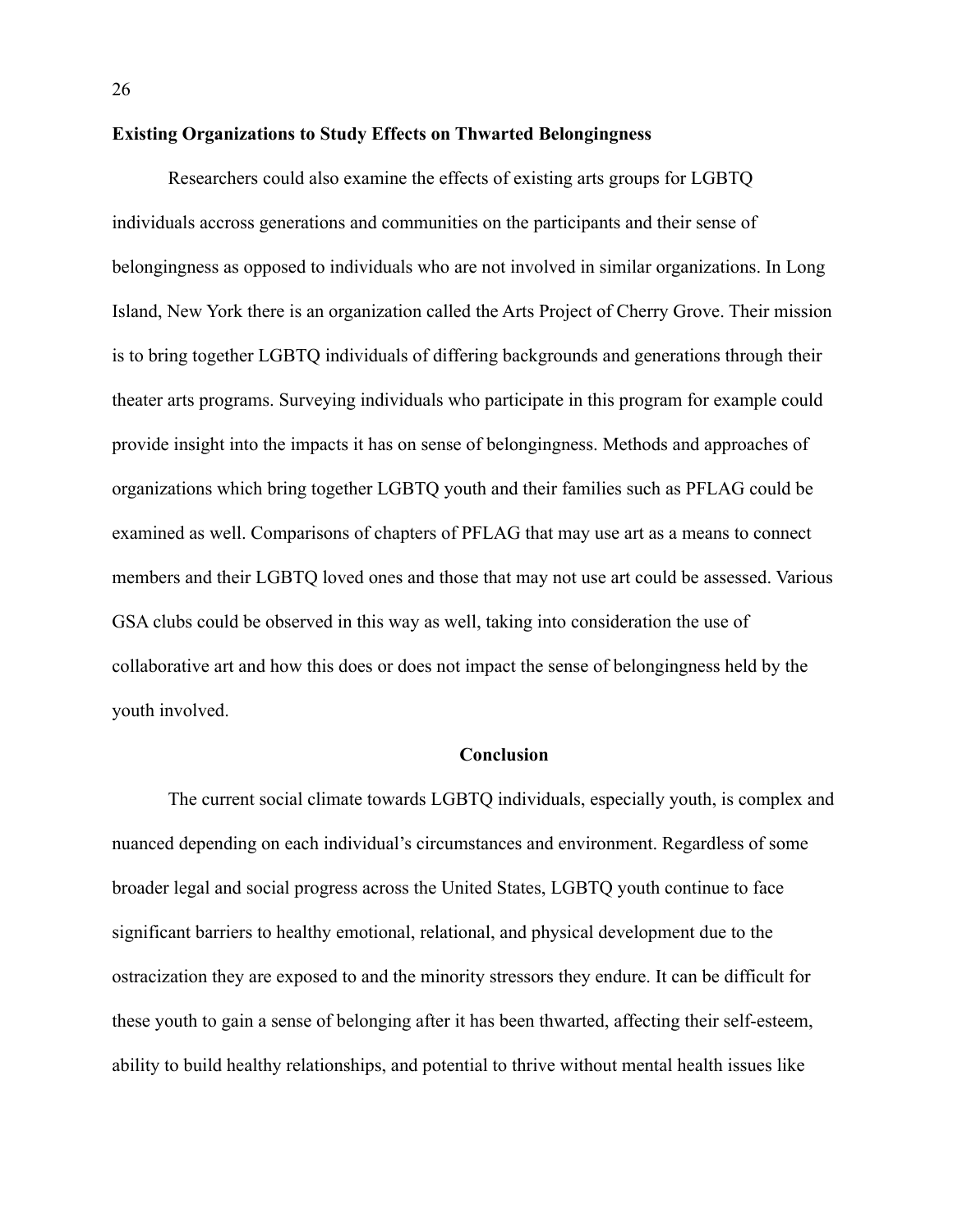**Existing Organizations to Study Effects on Thwarted Belongingness**

Researchers could also examine the effects of existing arts groups for LGBTQ individuals accross generations and communities on the participants and their sense of belongingness as opposed to individuals who are not involved in similar organizations. In Long Island, New York there is an organization called the Arts Project of Cherry Grove. Their mission is to bring together LGBTQ individuals of differing backgrounds and generations through their theater arts programs. Surveying individuals who participate in this program for example could provide insight into the impacts it has on sense of belongingness. Methods and approaches of organizations which bring together LGBTQ youth and their families such as PFLAG could be examined as well. Comparisons of chapters of PFLAG that may use art as a means to connect members and their LGBTQ loved ones and those that may not use art could be assessed. Various GSA clubs could be observed in this way as well, taking into consideration the use of collaborative art and how this does or does not impact the sense of belongingness held by the youth involved.

## Conclusion

The current social climate towards LGBTQ individuals, especially youth, is complex and nuanced depending on each individual's circumstances and environment. Regardless of some broader legal and social progress across the United States, LGBTQ youth continue to face significant barriers to healthy emotional, relational, and physical development due to the ostracization they are exposed to and the minority stressors they endure. It can be difficult for these youth to gain a sense of belonging after it has been thwarted, affecting their self-esteem, ability to build healthy relationships, and potential to thrive without mental health issues like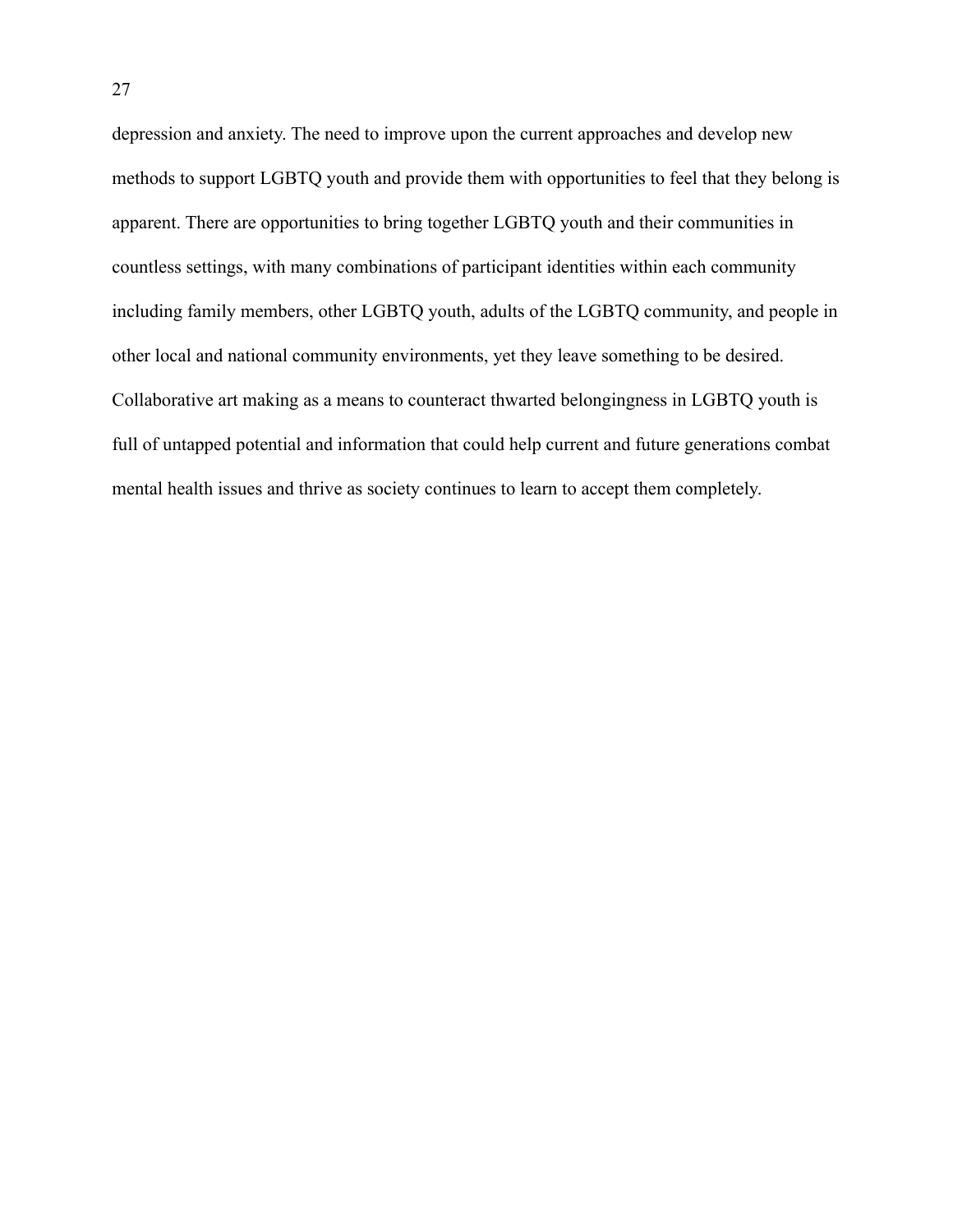depression and anxiety. The need to improve upon the current approaches and develop new methods to support LGBTQ youth and provide them with opportunities to feel that they belong is apparent. There are opportunities to bring together LGBTQ youth and their communities in countless settings, with many combinations of participant identities within each community including family members, other LGBTQ youth, adults of the LGBTQ community, and people in other local and national community environments, yet they leave something to be desired. Collaborative art making as a means to counteract thwarted belongingness in LGBTQ youth is full of untapped potential and information that could help current and future generations combat mental health issues and thrive as society continues to learn to accept them completely.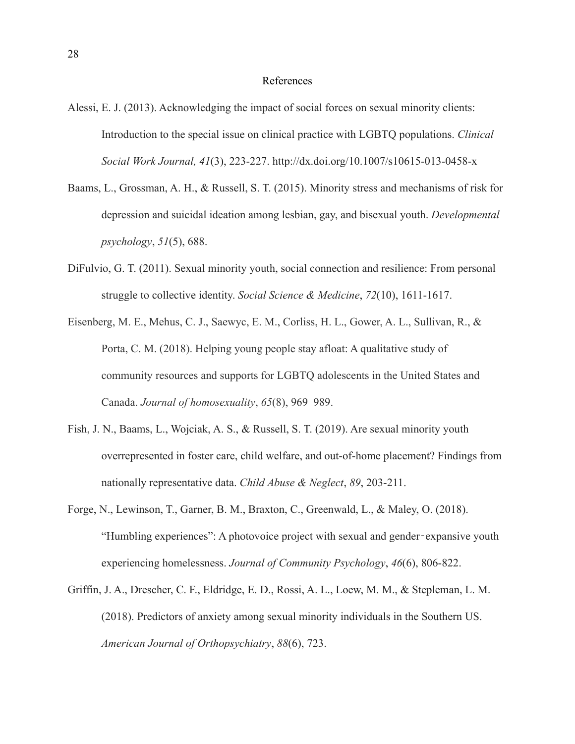# References

Alessi, E. J. (2013). Acknowledging the impact of social forces on sexual minority clients: Introduction to the special issue on clinical practice with LGBTQ populations. *Clinical Social Work Journal, 41*(3), 223-227. http://dx.doi.org/10.1007/s10615-013-0458-x

Baams, L., Grossman, A. H., & Russell, S. T. (2015). Minority stress and mechanisms of risk for depression and suicidal ideation among lesbian, gay, and bisexual youth. *Developmental psychology*, *51*(5), 688.

DiFulvio, G. T. (2011). Sexual minority youth, social connection and resilience: From personal struggle to collective identity. *Social Science & Medicine*, *72*(10), 1611-1617.

Eisenberg, M. E., Mehus, C. J., Saewyc, E. M., Corliss, H. L., Gower, A. L., Sullivan, R., & Porta, C. M. (2018). Helping young people stay afloat: A qualitative study of community resources and supports for LGBTQ adolescents in the United States and Canada. *Journal of homosexuality*, *65*(8), 969–989.

Fish, J. N., Baams, L., Wojciak, A. S., & Russell, S. T. (2019). Are sexual minority youth overrepresented in foster care, child welfare, and out-of-home placement? Findings from nationally representative data. *Child Abuse & Neglect*, *89*, 203-211.

Forge, N., Lewinson, T., Garner, B. M., Braxton, C., Greenwald, L., & Maley, O. (2018). "Humbling experiences": A photovoice project with sexual and gender‐expansive youth experiencing homelessness. *Journal of Community Psychology*, *46*(6), 806-822.

Griffin, J. A., Drescher, C. F., Eldridge, E. D., Rossi, A. L., Loew, M. M., & Stepleman, L. M. (2018). Predictors of anxiety among sexual minority individuals in the Southern US. *American Journal of Orthopsychiatry*, *88*(6), 723.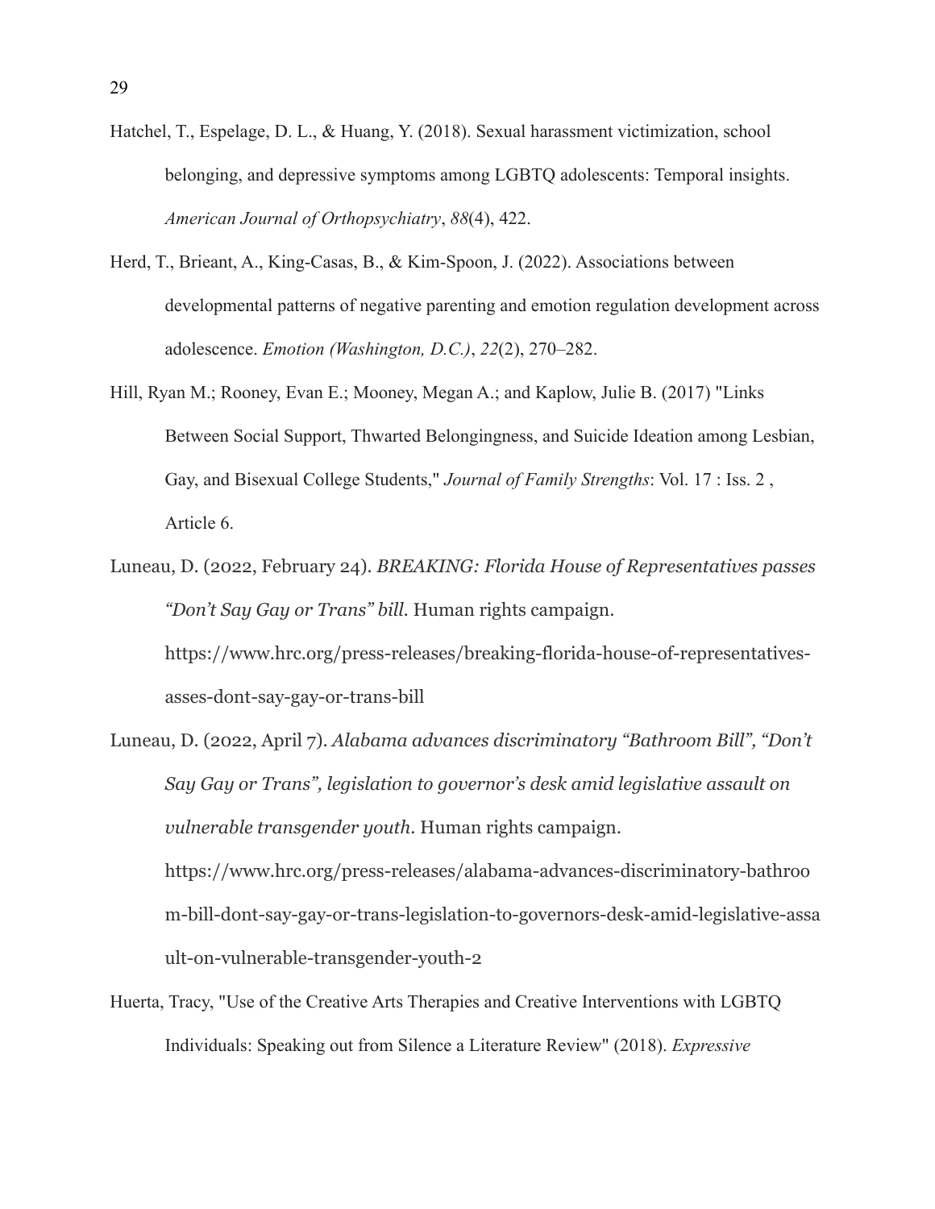Hatchel, T., Espelage, D. L., & Huang, Y. (2018). Sexual harassment victimization, school belonging, and depressive symptoms among LGBTQ adolescents: Temporal insights. *American Journal of Orthopsychiatry*, *88*(4), 422.

Herd, T., Brieant, A., King-Casas, B., & Kim-Spoon, J. (2022). Associations between developmental patterns of negative parenting and emotion regulation development across adolescence. *Emotion (Washington, D.C.)*, *22*(2), 270–282.

Hill, Ryan M.; Rooney, Evan E.; Mooney, Megan A.; and Kaplow, Julie B. (2017) "Links Between Social Support, Thwarted Belongingness, and Suicide Ideation among Lesbian, Gay, and Bisexual College Students," *Journal of Family Strengths*: Vol. 17 : Iss. 2 , Article 6.

Luneau, D. (2022, February 24). *BREAKING: Florida House of Representatives passes "Don't Say Gay or Trans" bill.* Human rights campaign. https://www.hrc.org/press-releases/breaking-florida-house-of-representatives-asses-dont-say-gay-or-trans-bill

Luneau, D. (2022, April 7). *Alabama advances discriminatory "Bathroom Bill", "Don't Say Gay or Trans", legislation to governor's desk amid legislative assault on vulnerable transgender youth.* Human rights campaign. https://www.hrc.org/press-releases/alabama-advances-discriminatory-bathroom-bill-dont-say-gay-or-trans-legislation-to-governors-desk-amid-legislative-assault-on-vulnerable-transgender-youth-2

Huerta, Tracy, "Use of the Creative Arts Therapies and Creative Interventions with LGBTQ Individuals: Speaking out from Silence a Literature Review" (2018). *Expressive*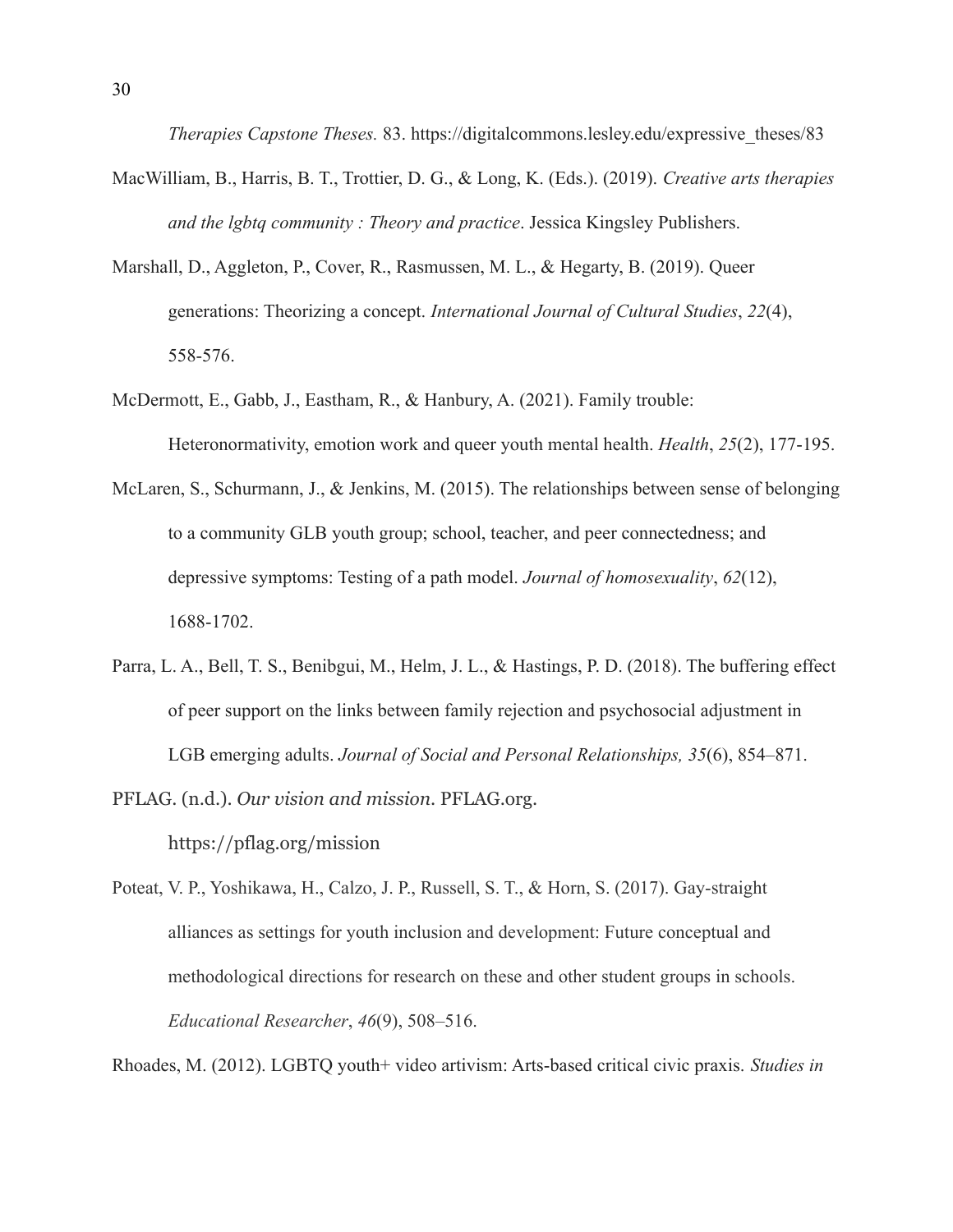*Therapies Capstone Theses.* 83. https://digitalcommons.lesley.edu/expressive_theses/83

MacWilliam, B., Harris, B. T., Trottier, D. G., & Long, K. (Eds.). (2019). *Creative arts therapies and the lgbtq community : Theory and practice*. Jessica Kingsley Publishers.

Marshall, D., Aggleton, P., Cover, R., Rasmussen, M. L., & Hegarty, B. (2019). Queer generations: Theorizing a concept. *International Journal of Cultural Studies*, *22*(4), 558-576.

McDermott, E., Gabb, J., Eastham, R., & Hanbury, A. (2021). Family trouble: Heteronormativity, emotion work and queer youth mental health. *Health*, *25*(2), 177-195.

McLaren, S., Schurmann, J., & Jenkins, M. (2015). The relationships between sense of belonging to a community GLB youth group; school, teacher, and peer connectedness; and depressive symptoms: Testing of a path model. *Journal of homosexuality*, *62*(12), 1688-1702.

Parra, L. A., Bell, T. S., Benibgui, M., Helm, J. L., & Hastings, P. D. (2018). The buffering effect of peer support on the links between family rejection and psychosocial adjustment in LGB emerging adults. *Journal of Social and Personal Relationships, 35*(6), 854–871.

PFLAG. (n.d.). *Our vision and mission*. PFLAG.org. https://pflag.org/mission

Poteat, V. P., Yoshikawa, H., Calzo, J. P., Russell, S. T., & Horn, S. (2017). Gay-straight alliances as settings for youth inclusion and development: Future conceptual and methodological directions for research on these and other student groups in schools. *Educational Researcher*, *46*(9), 508–516.

Rhoades, M. (2012). LGBTQ youth+ video artivism: Arts-based critical civic praxis. *Studies in*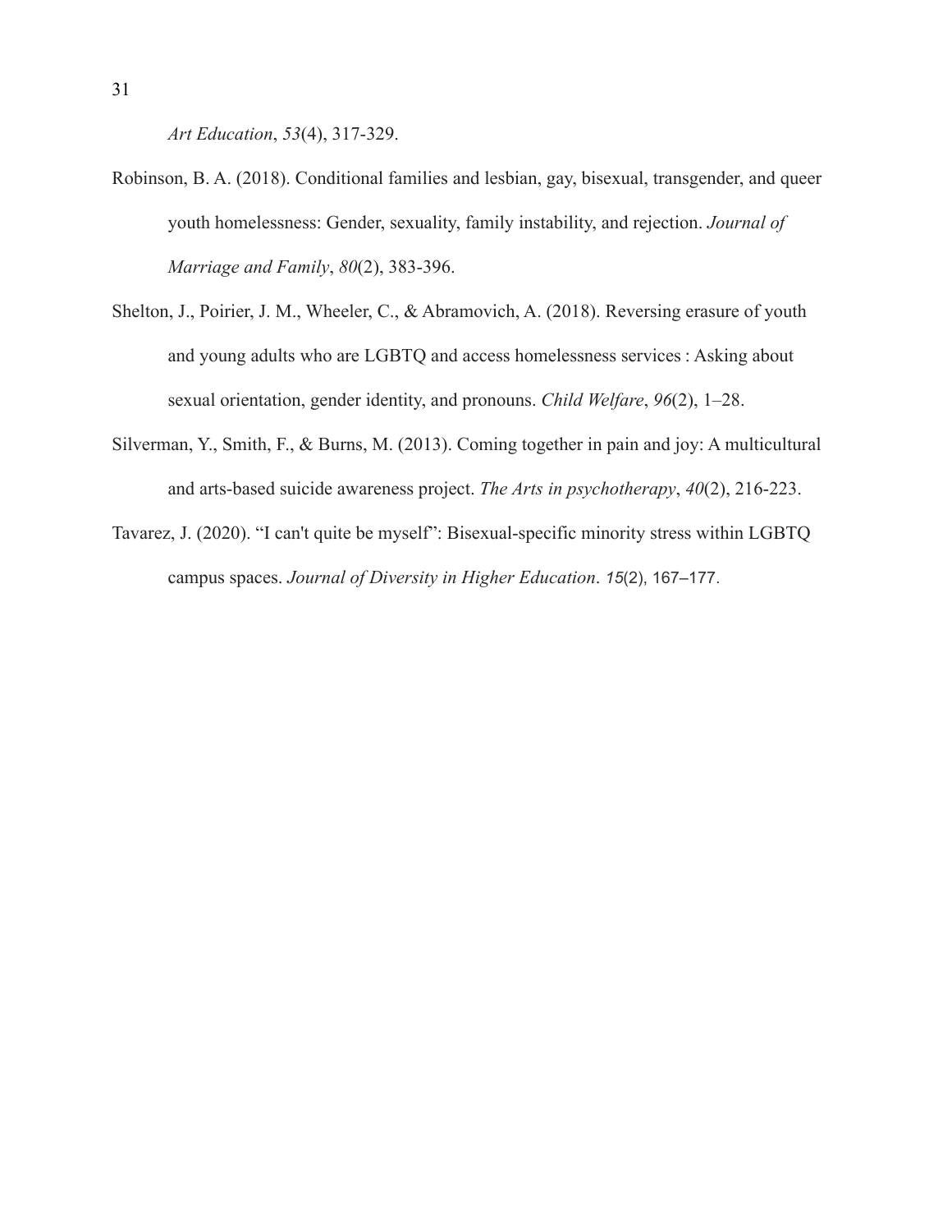*Art Education*, *53*(4), 317-329.

Robinson, B. A. (2018). Conditional families and lesbian, gay, bisexual, transgender, and queer youth homelessness: Gender, sexuality, family instability, and rejection. *Journal of Marriage and Family*, *80*(2), 383-396.

Shelton, J., Poirier, J. M., Wheeler, C., & Abramovich, A. (2018). Reversing erasure of youth and young adults who are LGBTQ and access homelessness services : Asking about sexual orientation, gender identity, and pronouns. *Child Welfare*, *96*(2), 1–28.

Silverman, Y., Smith, F., & Burns, M. (2013). Coming together in pain and joy: A multicultural and arts-based suicide awareness project. *The Arts in psychotherapy*, *40*(2), 216-223.

Tavarez, J. (2020). “I can't quite be myself”: Bisexual-specific minority stress within LGBTQ campus spaces. *Journal of Diversity in Higher Education*. *15*(2), 167–177.